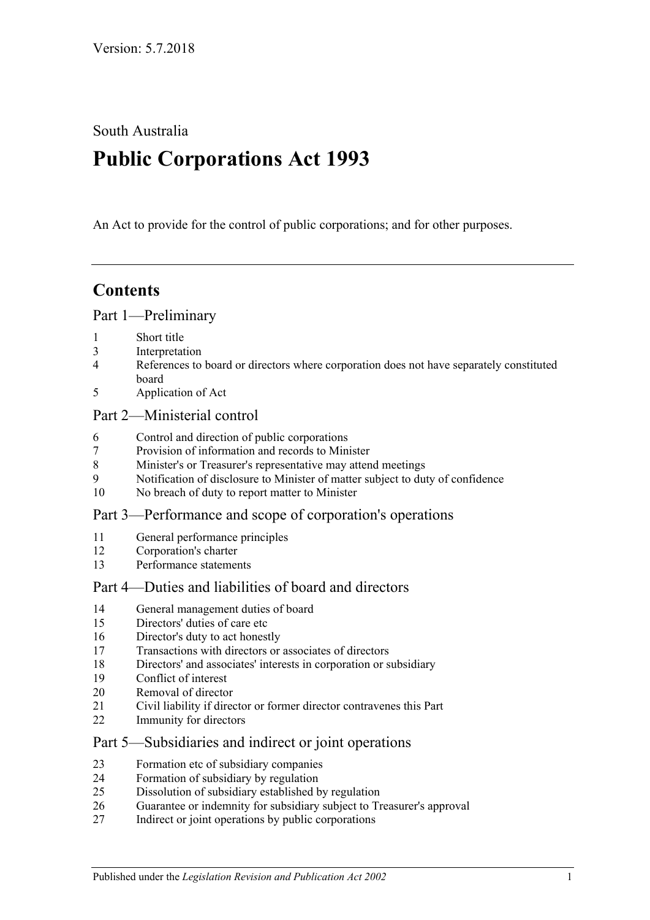Version: 5.7.2018

South Australia

# Public Corporations Act 1993

An Act to provide for the control of public corporations; and for other purposes.

---

## Contents

### Part 1—Preliminary

1 Short title
3 Interpretation
4 References to board or directors where corporation does not have separately constituted board
5 Application of Act

### Part 2—Ministerial control

6 Control and direction of public corporations
7 Provision of information and records to Minister
8 Minister's or Treasurer's representative may attend meetings
9 Notification of disclosure to Minister of matter subject to duty of confidence
10 No breach of duty to report matter to Minister

### Part 3—Performance and scope of corporation's operations

11 General performance principles
12 Corporation's charter
13 Performance statements

### Part 4—Duties and liabilities of board and directors

14 General management duties of board
15 Directors' duties of care etc
16 Director's duty to act honestly
17 Transactions with directors or associates of directors
18 Directors' and associates' interests in corporation or subsidiary
19 Conflict of interest
20 Removal of director
21 Civil liability if director or former director contravenes this Part
22 Immunity for directors

### Part 5—Subsidiaries and indirect or joint operations

23 Formation etc of subsidiary companies
24 Formation of subsidiary by regulation
25 Dissolution of subsidiary established by regulation
26 Guarantee or indemnity for subsidiary subject to Treasurer's approval
27 Indirect or joint operations by public corporations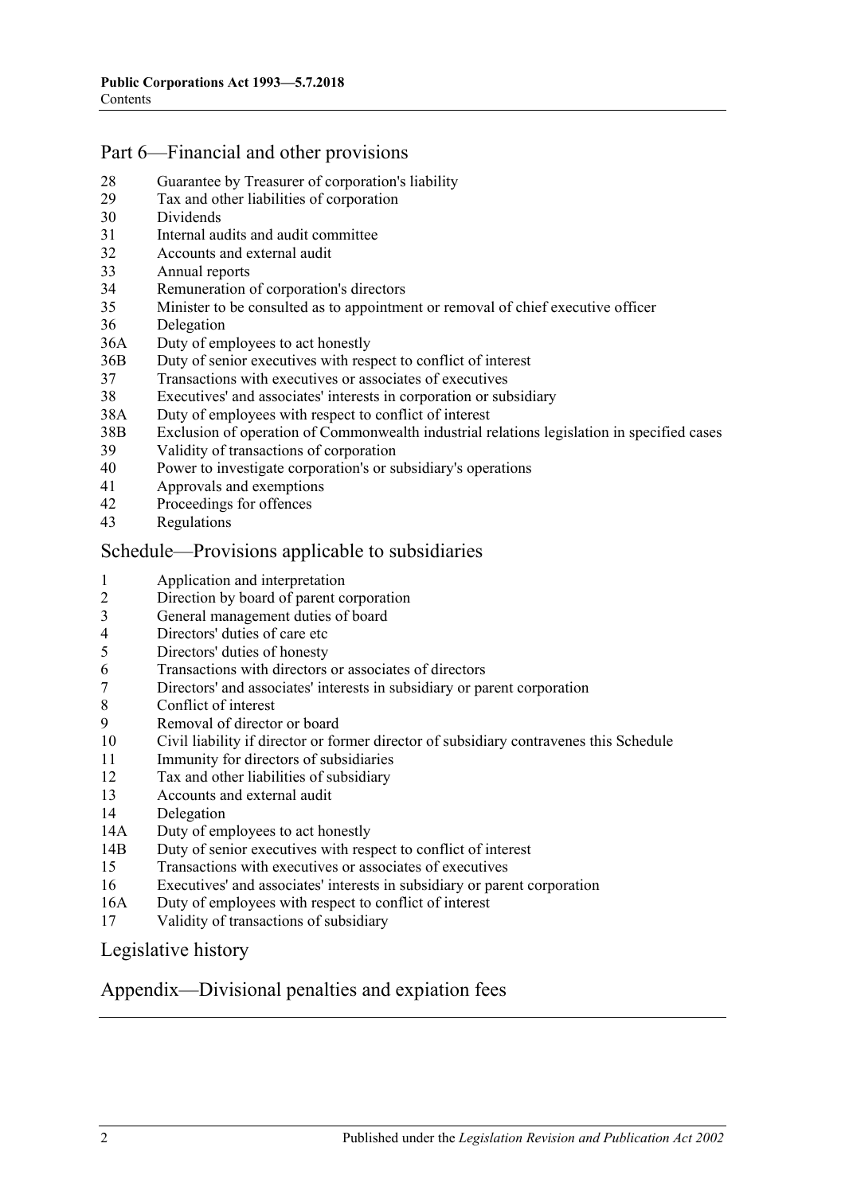## Part 6—Financial and other provisions

28 Guarantee by Treasurer of corporation's liability
29 Tax and other liabilities of corporation
30 Dividends
31 Internal audits and audit committee
32 Accounts and external audit
33 Annual reports
34 Remuneration of corporation's directors
35 Minister to be consulted as to appointment or removal of chief executive officer
36 Delegation
36A Duty of employees to act honestly
36B Duty of senior executives with respect to conflict of interest
37 Transactions with executives or associates of executives
38 Executives' and associates' interests in corporation or subsidiary
38A Duty of employees with respect to conflict of interest
38B Exclusion of operation of Commonwealth industrial relations legislation in specified cases
39 Validity of transactions of corporation
40 Power to investigate corporation's or subsidiary's operations
41 Approvals and exemptions
42 Proceedings for offences
43 Regulations

## Schedule—Provisions applicable to subsidiaries

1 Application and interpretation
2 Direction by board of parent corporation
3 General management duties of board
4 Directors' duties of care etc
5 Directors' duties of honesty
6 Transactions with directors or associates of directors
7 Directors' and associates' interests in subsidiary or parent corporation
8 Conflict of interest
9 Removal of director or board
10 Civil liability if director or former director of subsidiary contravenes this Schedule
11 Immunity for directors of subsidiaries
12 Tax and other liabilities of subsidiary
13 Accounts and external audit
14 Delegation
14A Duty of employees to act honestly
14B Duty of senior executives with respect to conflict of interest
15 Transactions with executives or associates of executives
16 Executives' and associates' interests in subsidiary or parent corporation
16A Duty of employees with respect to conflict of interest
17 Validity of transactions of subsidiary

## Legislative history

## Appendix—Divisional penalties and expiation fees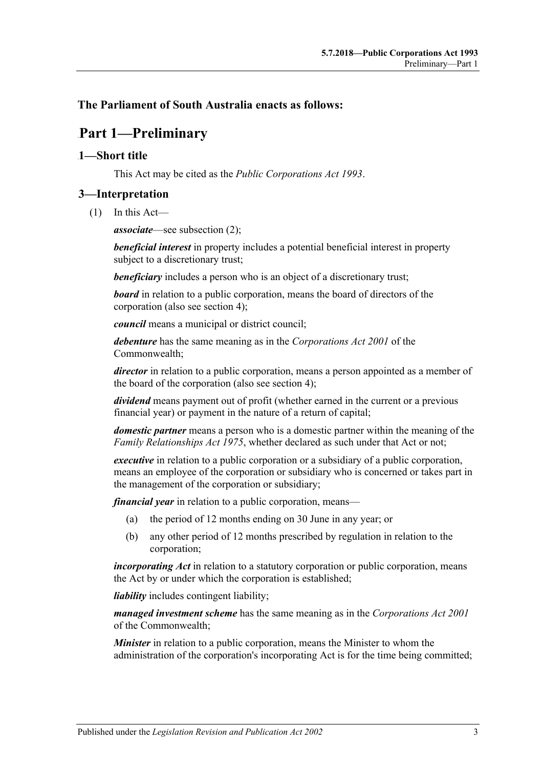## The Parliament of South Australia enacts as follows:

# Part 1—Preliminary

## 1—Short title

This Act may be cited as the *Public Corporations Act 1993*.

## 3—Interpretation

(1) In this Act—

***associate***—see subsection (2);

***beneficial interest*** in property includes a potential beneficial interest in property subject to a discretionary trust;

***beneficiary*** includes a person who is an object of a discretionary trust;

***board*** in relation to a public corporation, means the board of directors of the corporation (also see section 4);

***council*** means a municipal or district council;

***debenture*** has the same meaning as in the *Corporations Act 2001* of the Commonwealth;

***director*** in relation to a public corporation, means a person appointed as a member of the board of the corporation (also see section 4);

***dividend*** means payment out of profit (whether earned in the current or a previous financial year) or payment in the nature of a return of capital;

***domestic partner*** means a person who is a domestic partner within the meaning of the *Family Relationships Act 1975*, whether declared as such under that Act or not;

***executive*** in relation to a public corporation or a subsidiary of a public corporation, means an employee of the corporation or subsidiary who is concerned or takes part in the management of the corporation or subsidiary;

***financial year*** in relation to a public corporation, means—

(a) the period of 12 months ending on 30 June in any year; or

(b) any other period of 12 months prescribed by regulation in relation to the corporation;

***incorporating Act*** in relation to a statutory corporation or public corporation, means the Act by or under which the corporation is established;

***liability*** includes contingent liability;

***managed investment scheme*** has the same meaning as in the *Corporations Act 2001* of the Commonwealth;

***Minister*** in relation to a public corporation, means the Minister to whom the administration of the corporation's incorporating Act is for the time being committed;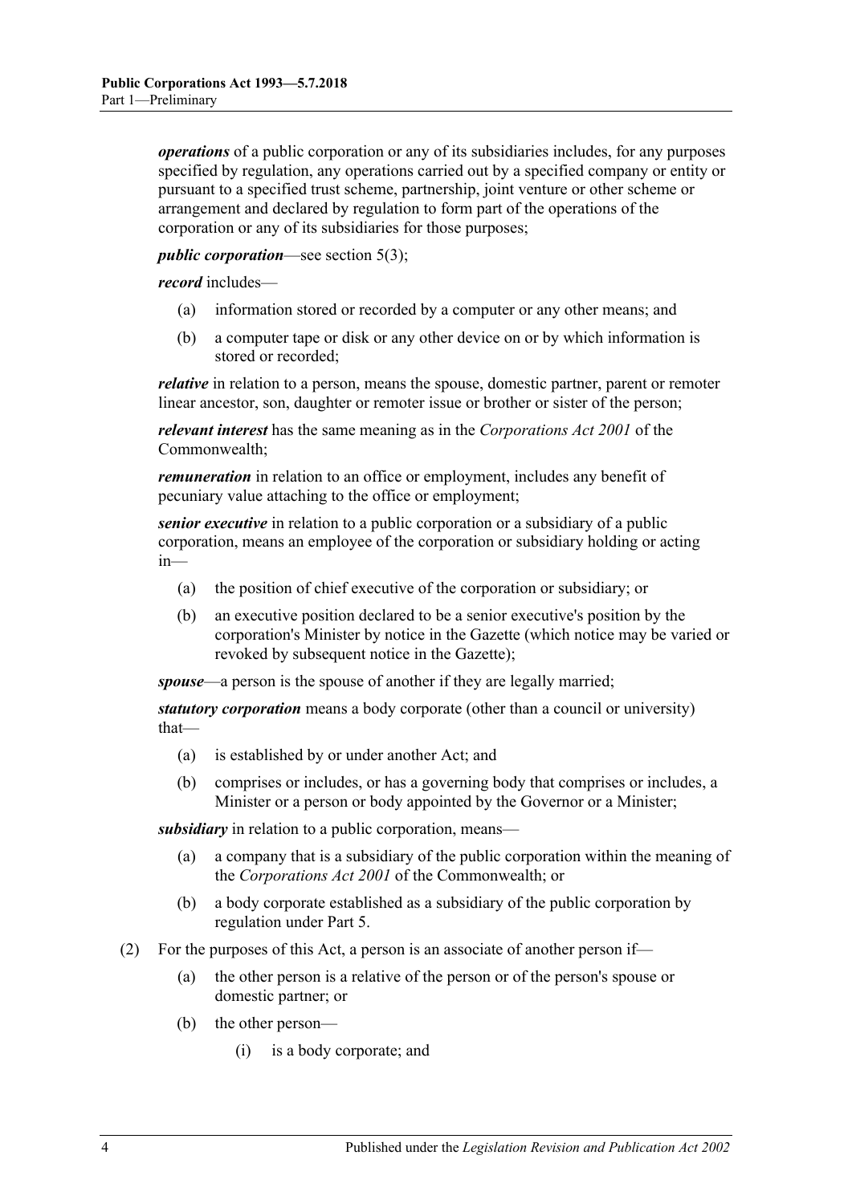***operations*** of a public corporation or any of its subsidiaries includes, for any purposes specified by regulation, any operations carried out by a specified company or entity or pursuant to a specified trust scheme, partnership, joint venture or other scheme or arrangement and declared by regulation to form part of the operations of the corporation or any of its subsidiaries for those purposes;

***public corporation***—see section 5(3);

***record*** includes—

- (a) information stored or recorded by a computer or any other means; and
- (b) a computer tape or disk or any other device on or by which information is stored or recorded;

***relative*** in relation to a person, means the spouse, domestic partner, parent or remoter linear ancestor, son, daughter or remoter issue or brother or sister of the person;

***relevant interest*** has the same meaning as in the *Corporations Act 2001* of the Commonwealth;

***remuneration*** in relation to an office or employment, includes any benefit of pecuniary value attaching to the office or employment;

***senior executive*** in relation to a public corporation or a subsidiary of a public corporation, means an employee of the corporation or subsidiary holding or acting in—

- (a) the position of chief executive of the corporation or subsidiary; or
- (b) an executive position declared to be a senior executive's position by the corporation's Minister by notice in the Gazette (which notice may be varied or revoked by subsequent notice in the Gazette);

***spouse***—a person is the spouse of another if they are legally married;

***statutory corporation*** means a body corporate (other than a council or university) that—

- (a) is established by or under another Act; and
- (b) comprises or includes, or has a governing body that comprises or includes, a Minister or a person or body appointed by the Governor or a Minister;

***subsidiary*** in relation to a public corporation, means—

- (a) a company that is a subsidiary of the public corporation within the meaning of the *Corporations Act 2001* of the Commonwealth; or
- (b) a body corporate established as a subsidiary of the public corporation by regulation under Part 5.

(2) For the purposes of this Act, a person is an associate of another person if—

- (a) the other person is a relative of the person or of the person's spouse or domestic partner; or
- (b) the other person—
  - (i) is a body corporate; and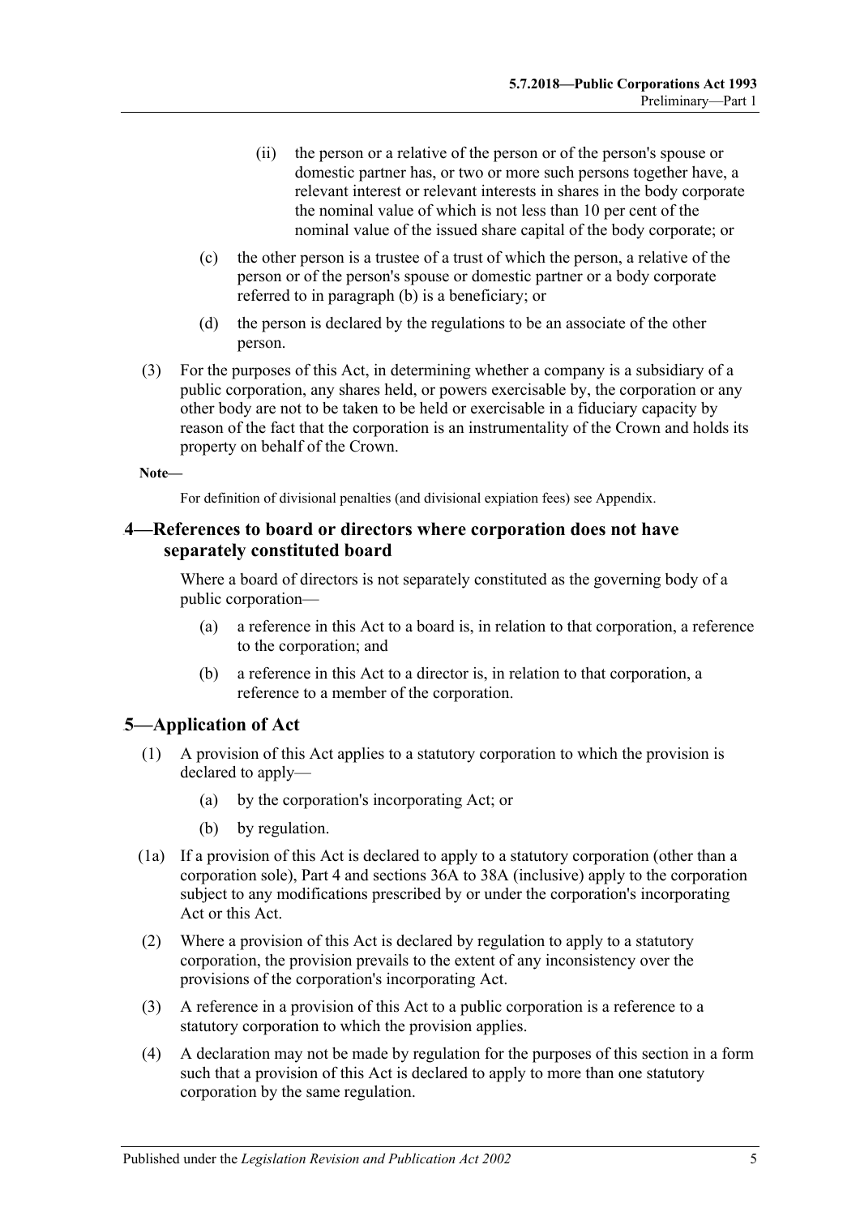(ii) the person or a relative of the person or of the person's spouse or domestic partner has, or two or more such persons together have, a relevant interest or relevant interests in shares in the body corporate the nominal value of which is not less than 10 per cent of the nominal value of the issued share capital of the body corporate; or

(c) the other person is a trustee of a trust of which the person, a relative of the person or of the person's spouse or domestic partner or a body corporate referred to in paragraph (b) is a beneficiary; or

(d) the person is declared by the regulations to be an associate of the other person.

(3) For the purposes of this Act, in determining whether a company is a subsidiary of a public corporation, any shares held, or powers exercisable by, the corporation or any other body are not to be taken to be held or exercisable in a fiduciary capacity by reason of the fact that the corporation is an instrumentality of the Crown and holds its property on behalf of the Crown.

**Note—**

For definition of divisional penalties (and divisional expiation fees) see Appendix.

## 4—References to board or directors where corporation does not have separately constituted board

Where a board of directors is not separately constituted as the governing body of a public corporation—

(a) a reference in this Act to a board is, in relation to that corporation, a reference to the corporation; and

(b) a reference in this Act to a director is, in relation to that corporation, a reference to a member of the corporation.

## 5—Application of Act

(1) A provision of this Act applies to a statutory corporation to which the provision is declared to apply—

(a) by the corporation's incorporating Act; or

(b) by regulation.

(1a) If a provision of this Act is declared to apply to a statutory corporation (other than a corporation sole), Part 4 and sections 36A to 38A (inclusive) apply to the corporation subject to any modifications prescribed by or under the corporation's incorporating Act or this Act.

(2) Where a provision of this Act is declared by regulation to apply to a statutory corporation, the provision prevails to the extent of any inconsistency over the provisions of the corporation's incorporating Act.

(3) A reference in a provision of this Act to a public corporation is a reference to a statutory corporation to which the provision applies.

(4) A declaration may not be made by regulation for the purposes of this section in a form such that a provision of this Act is declared to apply to more than one statutory corporation by the same regulation.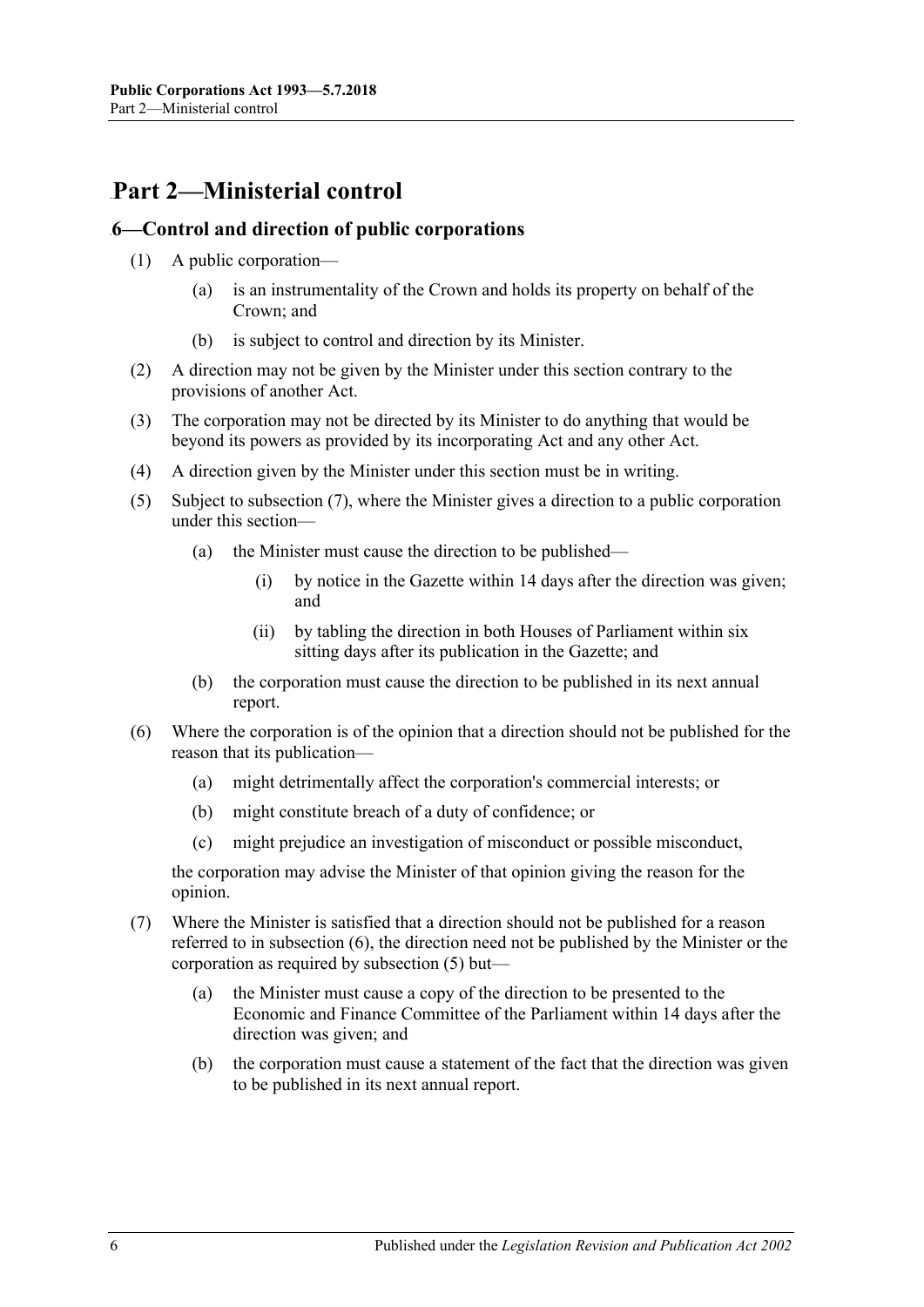# Part 2—Ministerial control

## 6—Control and direction of public corporations

(1) A public corporation—

  (a) is an instrumentality of the Crown and holds its property on behalf of the Crown; and

  (b) is subject to control and direction by its Minister.

(2) A direction may not be given by the Minister under this section contrary to the provisions of another Act.

(3) The corporation may not be directed by its Minister to do anything that would be beyond its powers as provided by its incorporating Act and any other Act.

(4) A direction given by the Minister under this section must be in writing.

(5) Subject to subsection (7), where the Minister gives a direction to a public corporation under this section—

  (a) the Minister must cause the direction to be published—

    (i) by notice in the Gazette within 14 days after the direction was given; and

    (ii) by tabling the direction in both Houses of Parliament within six sitting days after its publication in the Gazette; and

  (b) the corporation must cause the direction to be published in its next annual report.

(6) Where the corporation is of the opinion that a direction should not be published for the reason that its publication—

  (a) might detrimentally affect the corporation's commercial interests; or

  (b) might constitute breach of a duty of confidence; or

  (c) might prejudice an investigation of misconduct or possible misconduct,

the corporation may advise the Minister of that opinion giving the reason for the opinion.

(7) Where the Minister is satisfied that a direction should not be published for a reason referred to in subsection (6), the direction need not be published by the Minister or the corporation as required by subsection (5) but—

  (a) the Minister must cause a copy of the direction to be presented to the Economic and Finance Committee of the Parliament within 14 days after the direction was given; and

  (b) the corporation must cause a statement of the fact that the direction was given to be published in its next annual report.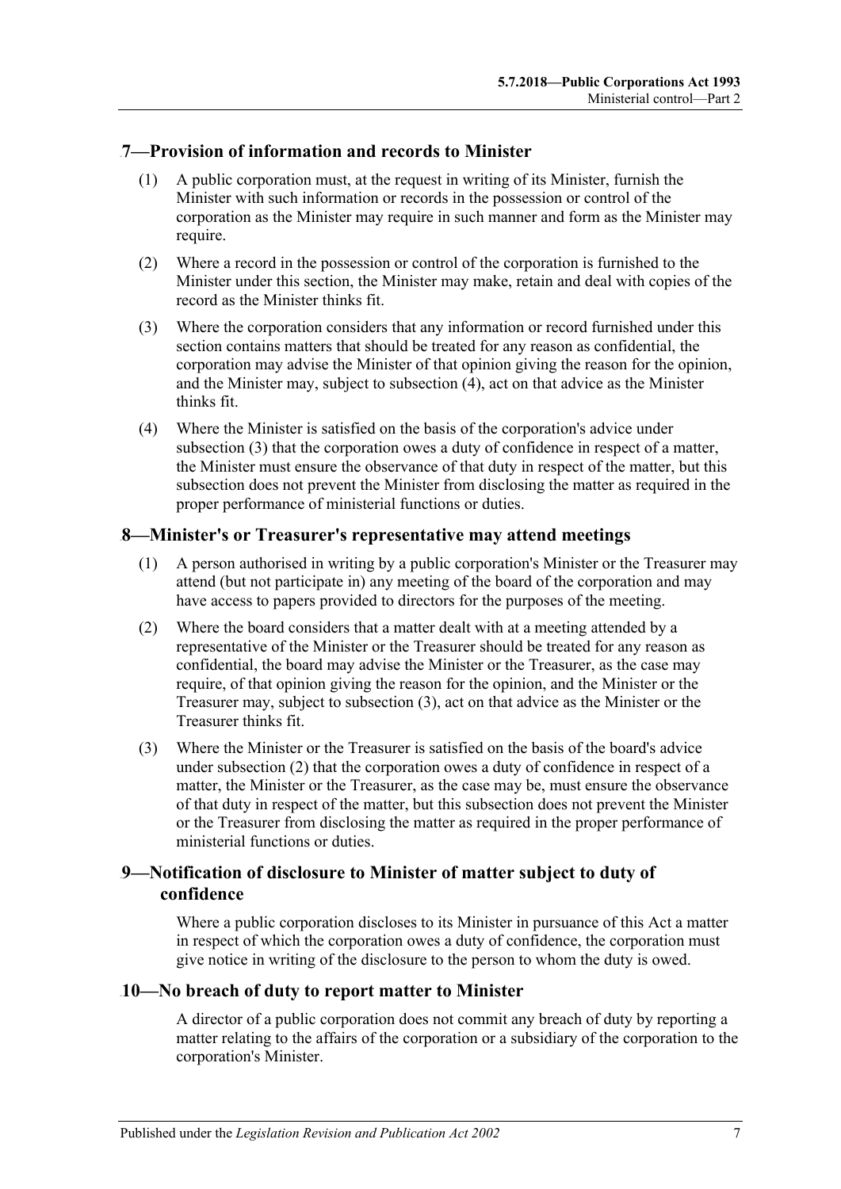## 7—Provision of information and records to Minister

(1) A public corporation must, at the request in writing of its Minister, furnish the Minister with such information or records in the possession or control of the corporation as the Minister may require in such manner and form as the Minister may require.

(2) Where a record in the possession or control of the corporation is furnished to the Minister under this section, the Minister may make, retain and deal with copies of the record as the Minister thinks fit.

(3) Where the corporation considers that any information or record furnished under this section contains matters that should be treated for any reason as confidential, the corporation may advise the Minister of that opinion giving the reason for the opinion, and the Minister may, subject to subsection (4), act on that advice as the Minister thinks fit.

(4) Where the Minister is satisfied on the basis of the corporation's advice under subsection (3) that the corporation owes a duty of confidence in respect of a matter, the Minister must ensure the observance of that duty in respect of the matter, but this subsection does not prevent the Minister from disclosing the matter as required in the proper performance of ministerial functions or duties.

## 8—Minister's or Treasurer's representative may attend meetings

(1) A person authorised in writing by a public corporation's Minister or the Treasurer may attend (but not participate in) any meeting of the board of the corporation and may have access to papers provided to directors for the purposes of the meeting.

(2) Where the board considers that a matter dealt with at a meeting attended by a representative of the Minister or the Treasurer should be treated for any reason as confidential, the board may advise the Minister or the Treasurer, as the case may require, of that opinion giving the reason for the opinion, and the Minister or the Treasurer may, subject to subsection (3), act on that advice as the Minister or the Treasurer thinks fit.

(3) Where the Minister or the Treasurer is satisfied on the basis of the board's advice under subsection (2) that the corporation owes a duty of confidence in respect of a matter, the Minister or the Treasurer, as the case may be, must ensure the observance of that duty in respect of the matter, but this subsection does not prevent the Minister or the Treasurer from disclosing the matter as required in the proper performance of ministerial functions or duties.

## 9—Notification of disclosure to Minister of matter subject to duty of confidence

Where a public corporation discloses to its Minister in pursuance of this Act a matter in respect of which the corporation owes a duty of confidence, the corporation must give notice in writing of the disclosure to the person to whom the duty is owed.

## 10—No breach of duty to report matter to Minister

A director of a public corporation does not commit any breach of duty by reporting a matter relating to the affairs of the corporation or a subsidiary of the corporation to the corporation's Minister.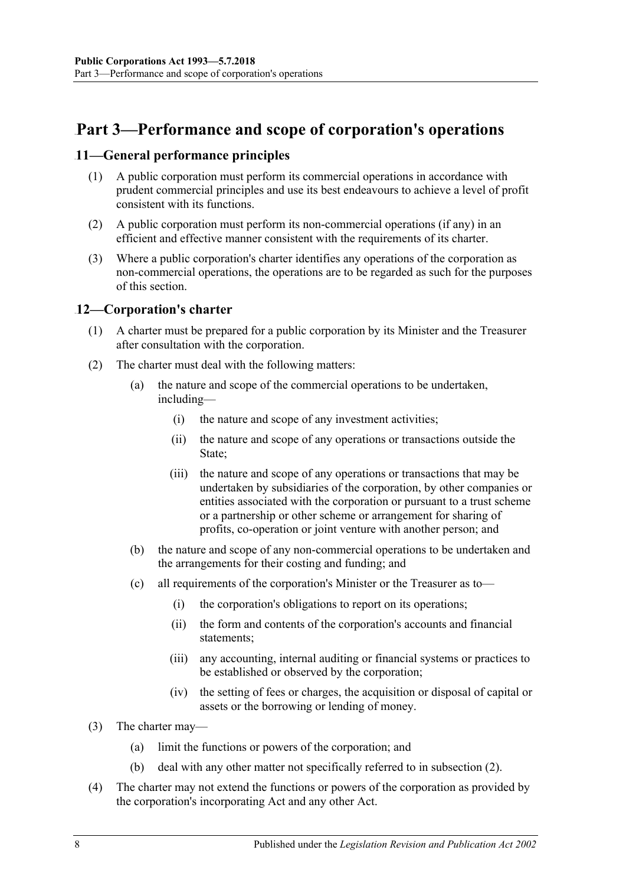# Part 3—Performance and scope of corporation's operations

## 11—General performance principles

(1) A public corporation must perform its commercial operations in accordance with prudent commercial principles and use its best endeavours to achieve a level of profit consistent with its functions.

(2) A public corporation must perform its non-commercial operations (if any) in an efficient and effective manner consistent with the requirements of its charter.

(3) Where a public corporation's charter identifies any operations of the corporation as non-commercial operations, the operations are to be regarded as such for the purposes of this section.

## 12—Corporation's charter

(1) A charter must be prepared for a public corporation by its Minister and the Treasurer after consultation with the corporation.

(2) The charter must deal with the following matters:

- (a) the nature and scope of the commercial operations to be undertaken, including—
  - (i) the nature and scope of any investment activities;
  - (ii) the nature and scope of any operations or transactions outside the State;
  - (iii) the nature and scope of any operations or transactions that may be undertaken by subsidiaries of the corporation, by other companies or entities associated with the corporation or pursuant to a trust scheme or a partnership or other scheme or arrangement for sharing of profits, co-operation or joint venture with another person; and
- (b) the nature and scope of any non-commercial operations to be undertaken and the arrangements for their costing and funding; and
- (c) all requirements of the corporation's Minister or the Treasurer as to—
  - (i) the corporation's obligations to report on its operations;
  - (ii) the form and contents of the corporation's accounts and financial statements;
  - (iii) any accounting, internal auditing or financial systems or practices to be established or observed by the corporation;
  - (iv) the setting of fees or charges, the acquisition or disposal of capital or assets or the borrowing or lending of money.

(3) The charter may—

- (a) limit the functions or powers of the corporation; and
- (b) deal with any other matter not specifically referred to in subsection (2).

(4) The charter may not extend the functions or powers of the corporation as provided by the corporation's incorporating Act and any other Act.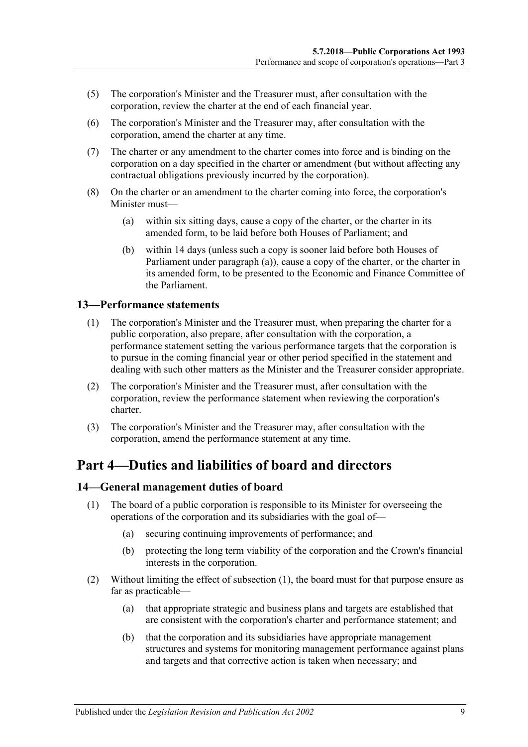(5) The corporation's Minister and the Treasurer must, after consultation with the corporation, review the charter at the end of each financial year.

(6) The corporation's Minister and the Treasurer may, after consultation with the corporation, amend the charter at any time.

(7) The charter or any amendment to the charter comes into force and is binding on the corporation on a day specified in the charter or amendment (but without affecting any contractual obligations previously incurred by the corporation).

(8) On the charter or an amendment to the charter coming into force, the corporation's Minister must—

(a) within six sitting days, cause a copy of the charter, or the charter in its amended form, to be laid before both Houses of Parliament; and

(b) within 14 days (unless such a copy is sooner laid before both Houses of Parliament under paragraph (a)), cause a copy of the charter, or the charter in its amended form, to be presented to the Economic and Finance Committee of the Parliament.

### 13—Performance statements

(1) The corporation's Minister and the Treasurer must, when preparing the charter for a public corporation, also prepare, after consultation with the corporation, a performance statement setting the various performance targets that the corporation is to pursue in the coming financial year or other period specified in the statement and dealing with such other matters as the Minister and the Treasurer consider appropriate.

(2) The corporation's Minister and the Treasurer must, after consultation with the corporation, review the performance statement when reviewing the corporation's charter.

(3) The corporation's Minister and the Treasurer may, after consultation with the corporation, amend the performance statement at any time.

## Part 4—Duties and liabilities of board and directors

### 14—General management duties of board

(1) The board of a public corporation is responsible to its Minister for overseeing the operations of the corporation and its subsidiaries with the goal of—

(a) securing continuing improvements of performance; and

(b) protecting the long term viability of the corporation and the Crown's financial interests in the corporation.

(2) Without limiting the effect of subsection (1), the board must for that purpose ensure as far as practicable—

(a) that appropriate strategic and business plans and targets are established that are consistent with the corporation's charter and performance statement; and

(b) that the corporation and its subsidiaries have appropriate management structures and systems for monitoring management performance against plans and targets and that corrective action is taken when necessary; and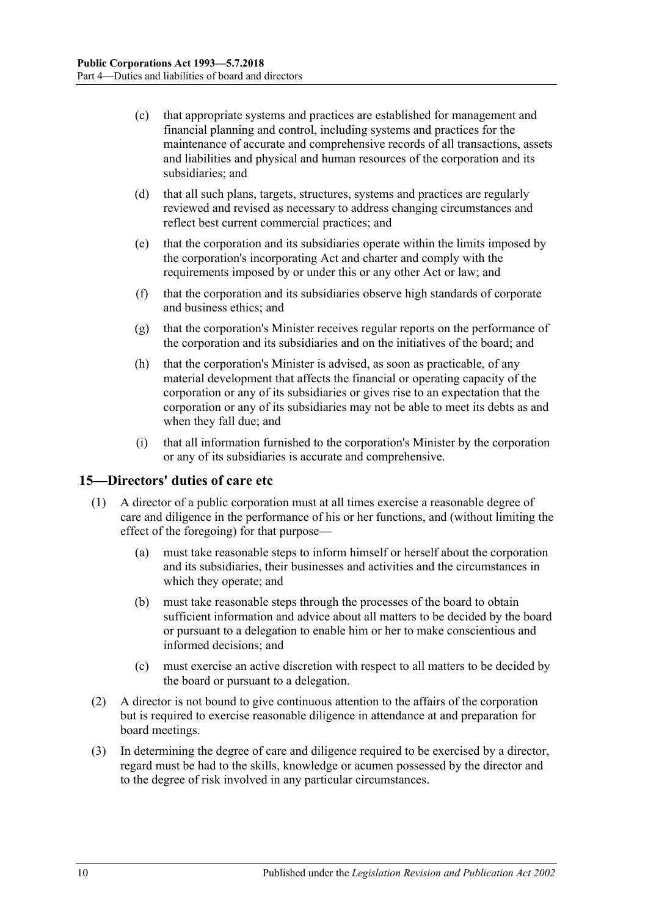(c) that appropriate systems and practices are established for management and financial planning and control, including systems and practices for the maintenance of accurate and comprehensive records of all transactions, assets and liabilities and physical and human resources of the corporation and its subsidiaries; and

(d) that all such plans, targets, structures, systems and practices are regularly reviewed and revised as necessary to address changing circumstances and reflect best current commercial practices; and

(e) that the corporation and its subsidiaries operate within the limits imposed by the corporation's incorporating Act and charter and comply with the requirements imposed by or under this or any other Act or law; and

(f) that the corporation and its subsidiaries observe high standards of corporate and business ethics; and

(g) that the corporation's Minister receives regular reports on the performance of the corporation and its subsidiaries and on the initiatives of the board; and

(h) that the corporation's Minister is advised, as soon as practicable, of any material development that affects the financial or operating capacity of the corporation or any of its subsidiaries or gives rise to an expectation that the corporation or any of its subsidiaries may not be able to meet its debts as and when they fall due; and

(i) that all information furnished to the corporation's Minister by the corporation or any of its subsidiaries is accurate and comprehensive.

## 15—Directors' duties of care etc

(1) A director of a public corporation must at all times exercise a reasonable degree of care and diligence in the performance of his or her functions, and (without limiting the effect of the foregoing) for that purpose—

(a) must take reasonable steps to inform himself or herself about the corporation and its subsidiaries, their businesses and activities and the circumstances in which they operate; and

(b) must take reasonable steps through the processes of the board to obtain sufficient information and advice about all matters to be decided by the board or pursuant to a delegation to enable him or her to make conscientious and informed decisions; and

(c) must exercise an active discretion with respect to all matters to be decided by the board or pursuant to a delegation.

(2) A director is not bound to give continuous attention to the affairs of the corporation but is required to exercise reasonable diligence in attendance at and preparation for board meetings.

(3) In determining the degree of care and diligence required to be exercised by a director, regard must be had to the skills, knowledge or acumen possessed by the director and to the degree of risk involved in any particular circumstances.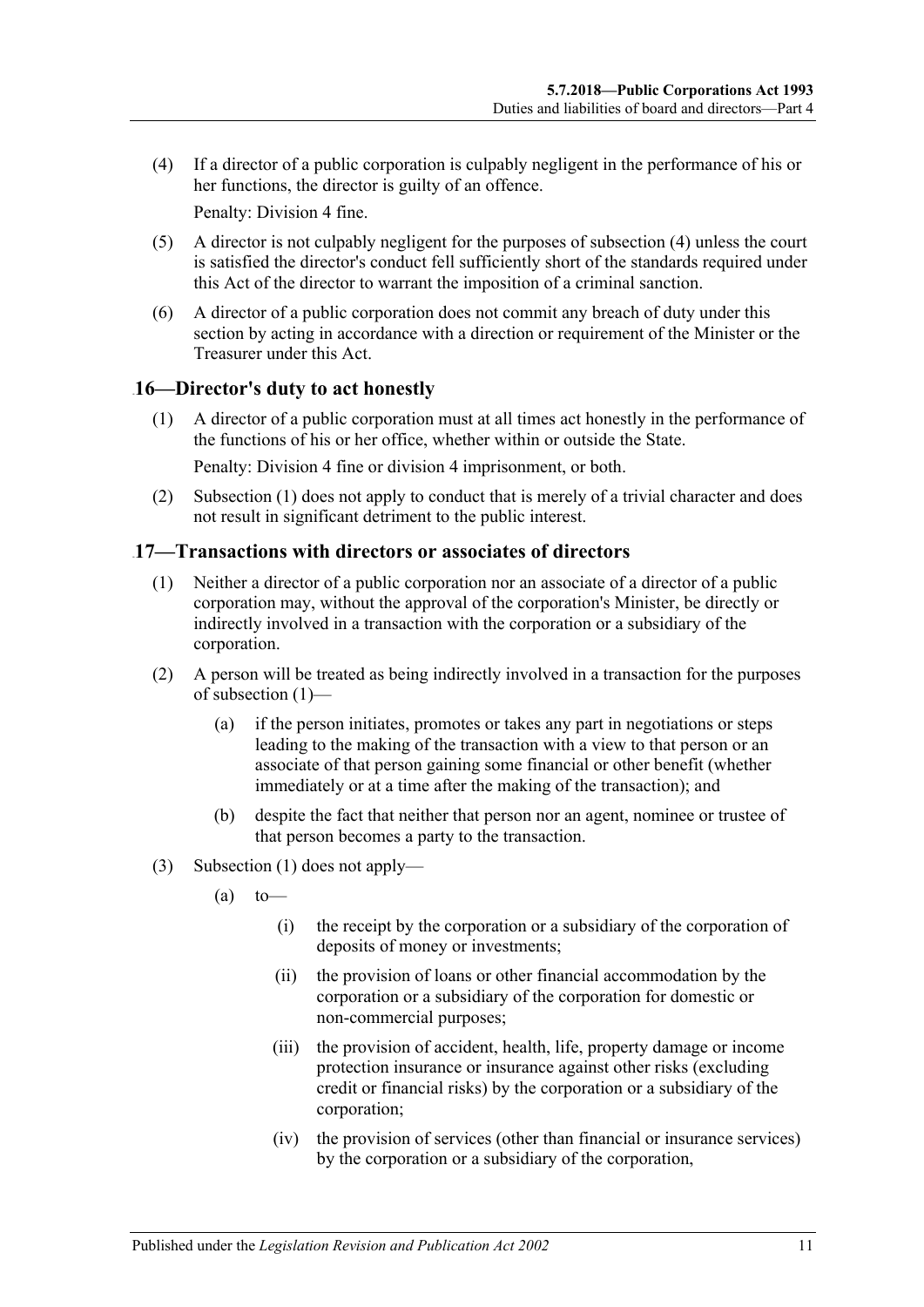(4) If a director of a public corporation is culpably negligent in the performance of his or her functions, the director is guilty of an offence.

Penalty: Division 4 fine.

(5) A director is not culpably negligent for the purposes of subsection (4) unless the court is satisfied the director's conduct fell sufficiently short of the standards required under this Act of the director to warrant the imposition of a criminal sanction.

(6) A director of a public corporation does not commit any breach of duty under this section by acting in accordance with a direction or requirement of the Minister or the Treasurer under this Act.

## 16—Director's duty to act honestly

(1) A director of a public corporation must at all times act honestly in the performance of the functions of his or her office, whether within or outside the State.

Penalty: Division 4 fine or division 4 imprisonment, or both.

(2) Subsection (1) does not apply to conduct that is merely of a trivial character and does not result in significant detriment to the public interest.

## 17—Transactions with directors or associates of directors

(1) Neither a director of a public corporation nor an associate of a director of a public corporation may, without the approval of the corporation's Minister, be directly or indirectly involved in a transaction with the corporation or a subsidiary of the corporation.

(2) A person will be treated as being indirectly involved in a transaction for the purposes of subsection (1)—

(a) if the person initiates, promotes or takes any part in negotiations or steps leading to the making of the transaction with a view to that person or an associate of that person gaining some financial or other benefit (whether immediately or at a time after the making of the transaction); and

(b) despite the fact that neither that person nor an agent, nominee or trustee of that person becomes a party to the transaction.

(3) Subsection (1) does not apply—

(a) to—

(i) the receipt by the corporation or a subsidiary of the corporation of deposits of money or investments;

(ii) the provision of loans or other financial accommodation by the corporation or a subsidiary of the corporation for domestic or non-commercial purposes;

(iii) the provision of accident, health, life, property damage or income protection insurance or insurance against other risks (excluding credit or financial risks) by the corporation or a subsidiary of the corporation;

(iv) the provision of services (other than financial or insurance services) by the corporation or a subsidiary of the corporation,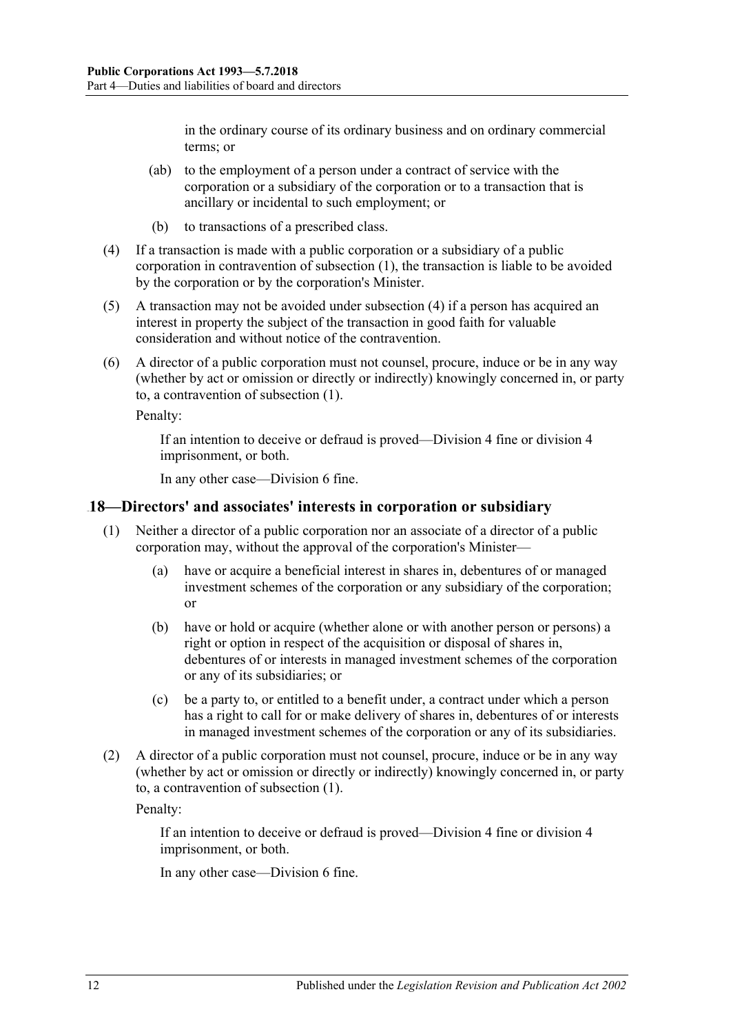in the ordinary course of its ordinary business and on ordinary commercial terms; or

(ab) to the employment of a person under a contract of service with the corporation or a subsidiary of the corporation or to a transaction that is ancillary or incidental to such employment; or

(b) to transactions of a prescribed class.

(4) If a transaction is made with a public corporation or a subsidiary of a public corporation in contravention of subsection (1), the transaction is liable to be avoided by the corporation or by the corporation's Minister.

(5) A transaction may not be avoided under subsection (4) if a person has acquired an interest in property the subject of the transaction in good faith for valuable consideration and without notice of the contravention.

(6) A director of a public corporation must not counsel, procure, induce or be in any way (whether by act or omission or directly or indirectly) knowingly concerned in, or party to, a contravention of subsection (1).

Penalty:

If an intention to deceive or defraud is proved—Division 4 fine or division 4 imprisonment, or both.

In any other case—Division 6 fine.

## 18—Directors' and associates' interests in corporation or subsidiary

(1) Neither a director of a public corporation nor an associate of a director of a public corporation may, without the approval of the corporation's Minister—

(a) have or acquire a beneficial interest in shares in, debentures of or managed investment schemes of the corporation or any subsidiary of the corporation; or

(b) have or hold or acquire (whether alone or with another person or persons) a right or option in respect of the acquisition or disposal of shares in, debentures of or interests in managed investment schemes of the corporation or any of its subsidiaries; or

(c) be a party to, or entitled to a benefit under, a contract under which a person has a right to call for or make delivery of shares in, debentures of or interests in managed investment schemes of the corporation or any of its subsidiaries.

(2) A director of a public corporation must not counsel, procure, induce or be in any way (whether by act or omission or directly or indirectly) knowingly concerned in, or party to, a contravention of subsection (1).

Penalty:

If an intention to deceive or defraud is proved—Division 4 fine or division 4 imprisonment, or both.

In any other case—Division 6 fine.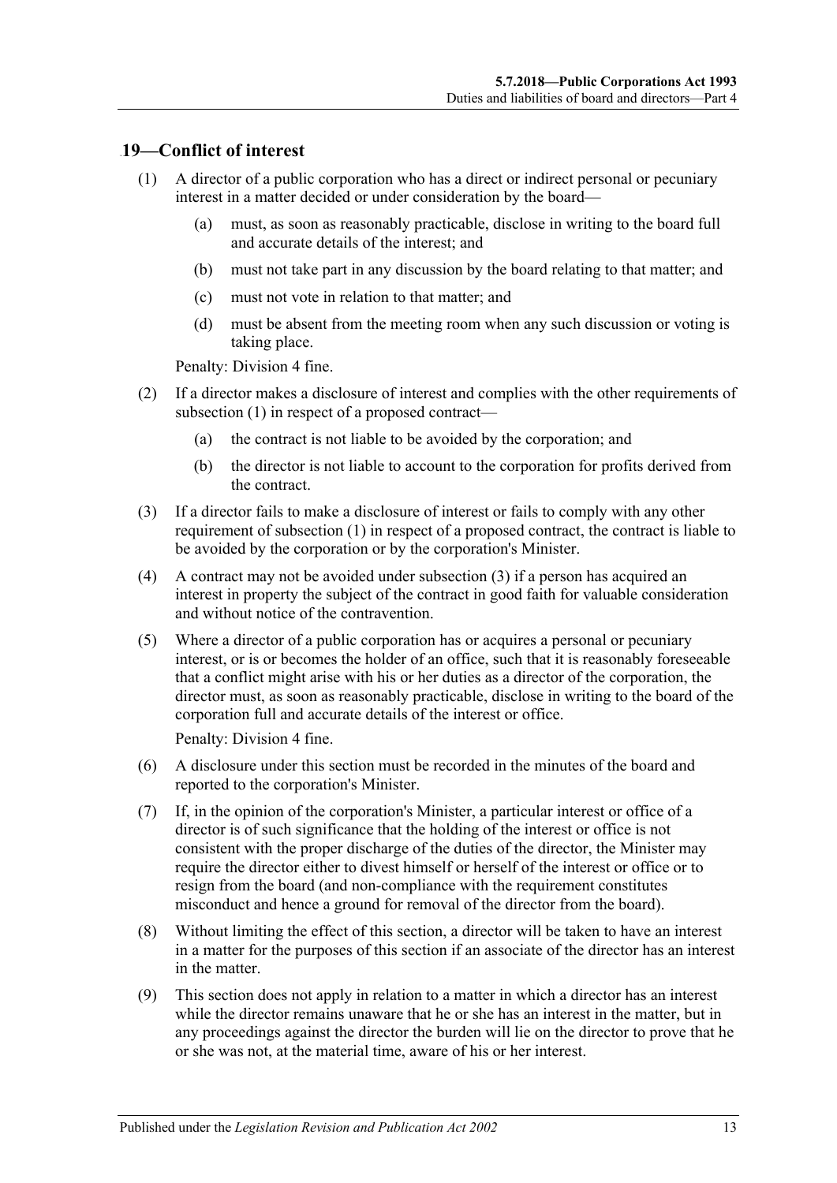## 19—Conflict of interest

(1) A director of a public corporation who has a direct or indirect personal or pecuniary interest in a matter decided or under consideration by the board—

(a) must, as soon as reasonably practicable, disclose in writing to the board full and accurate details of the interest; and

(b) must not take part in any discussion by the board relating to that matter; and

(c) must not vote in relation to that matter; and

(d) must be absent from the meeting room when any such discussion or voting is taking place.

Penalty: Division 4 fine.

(2) If a director makes a disclosure of interest and complies with the other requirements of subsection (1) in respect of a proposed contract—

(a) the contract is not liable to be avoided by the corporation; and

(b) the director is not liable to account to the corporation for profits derived from the contract.

(3) If a director fails to make a disclosure of interest or fails to comply with any other requirement of subsection (1) in respect of a proposed contract, the contract is liable to be avoided by the corporation or by the corporation's Minister.

(4) A contract may not be avoided under subsection (3) if a person has acquired an interest in property the subject of the contract in good faith for valuable consideration and without notice of the contravention.

(5) Where a director of a public corporation has or acquires a personal or pecuniary interest, or is or becomes the holder of an office, such that it is reasonably foreseeable that a conflict might arise with his or her duties as a director of the corporation, the director must, as soon as reasonably practicable, disclose in writing to the board of the corporation full and accurate details of the interest or office.

Penalty: Division 4 fine.

(6) A disclosure under this section must be recorded in the minutes of the board and reported to the corporation's Minister.

(7) If, in the opinion of the corporation's Minister, a particular interest or office of a director is of such significance that the holding of the interest or office is not consistent with the proper discharge of the duties of the director, the Minister may require the director either to divest himself or herself of the interest or office or to resign from the board (and non-compliance with the requirement constitutes misconduct and hence a ground for removal of the director from the board).

(8) Without limiting the effect of this section, a director will be taken to have an interest in a matter for the purposes of this section if an associate of the director has an interest in the matter.

(9) This section does not apply in relation to a matter in which a director has an interest while the director remains unaware that he or she has an interest in the matter, but in any proceedings against the director the burden will lie on the director to prove that he or she was not, at the material time, aware of his or her interest.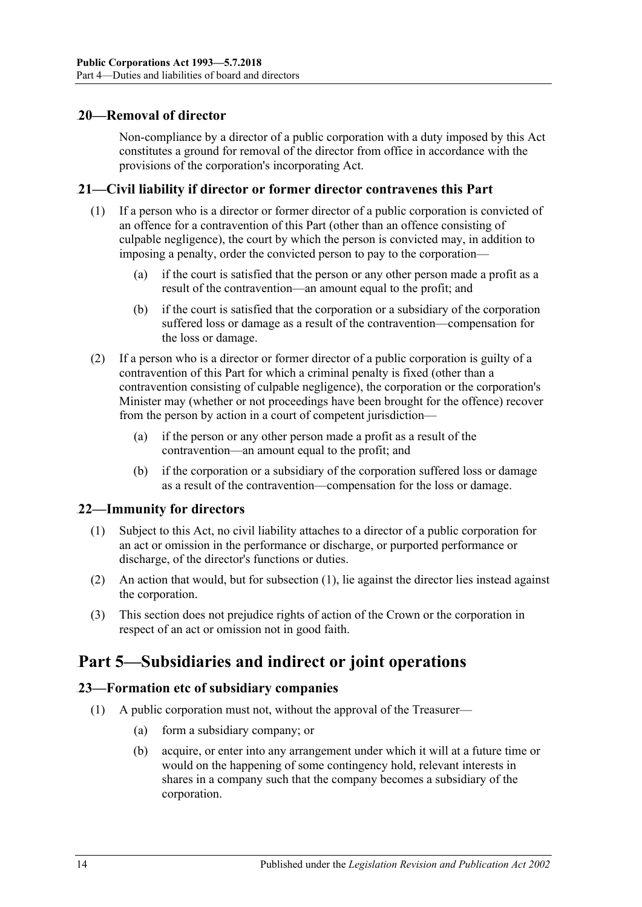## 20—Removal of director

Non-compliance by a director of a public corporation with a duty imposed by this Act constitutes a ground for removal of the director from office in accordance with the provisions of the corporation's incorporating Act.

## 21—Civil liability if director or former director contravenes this Part

(1) If a person who is a director or former director of a public corporation is convicted of an offence for a contravention of this Part (other than an offence consisting of culpable negligence), the court by which the person is convicted may, in addition to imposing a penalty, order the convicted person to pay to the corporation—

(a) if the court is satisfied that the person or any other person made a profit as a result of the contravention—an amount equal to the profit; and

(b) if the court is satisfied that the corporation or a subsidiary of the corporation suffered loss or damage as a result of the contravention—compensation for the loss or damage.

(2) If a person who is a director or former director of a public corporation is guilty of a contravention of this Part for which a criminal penalty is fixed (other than a contravention consisting of culpable negligence), the corporation or the corporation's Minister may (whether or not proceedings have been brought for the offence) recover from the person by action in a court of competent jurisdiction—

(a) if the person or any other person made a profit as a result of the contravention—an amount equal to the profit; and

(b) if the corporation or a subsidiary of the corporation suffered loss or damage as a result of the contravention—compensation for the loss or damage.

## 22—Immunity for directors

(1) Subject to this Act, no civil liability attaches to a director of a public corporation for an act or omission in the performance or discharge, or purported performance or discharge, of the director's functions or duties.

(2) An action that would, but for subsection (1), lie against the director lies instead against the corporation.

(3) This section does not prejudice rights of action of the Crown or the corporation in respect of an act or omission not in good faith.

# Part 5—Subsidiaries and indirect or joint operations

## 23—Formation etc of subsidiary companies

(1) A public corporation must not, without the approval of the Treasurer—

(a) form a subsidiary company; or

(b) acquire, or enter into any arrangement under which it will at a future time or would on the happening of some contingency hold, relevant interests in shares in a company such that the company becomes a subsidiary of the corporation.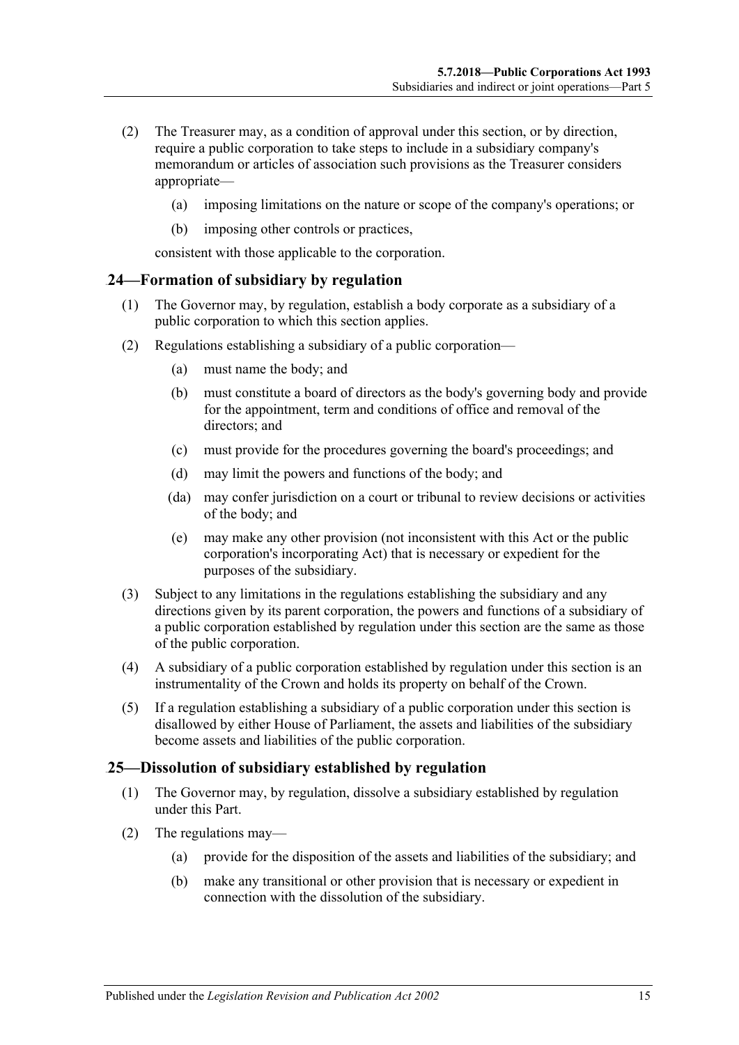(2) The Treasurer may, as a condition of approval under this section, or by direction, require a public corporation to take steps to include in a subsidiary company's memorandum or articles of association such provisions as the Treasurer considers appropriate—

(a) imposing limitations on the nature or scope of the company's operations; or

(b) imposing other controls or practices,

consistent with those applicable to the corporation.

## 24—Formation of subsidiary by regulation

(1) The Governor may, by regulation, establish a body corporate as a subsidiary of a public corporation to which this section applies.

(2) Regulations establishing a subsidiary of a public corporation—

(a) must name the body; and

(b) must constitute a board of directors as the body's governing body and provide for the appointment, term and conditions of office and removal of the directors; and

(c) must provide for the procedures governing the board's proceedings; and

(d) may limit the powers and functions of the body; and

(da) may confer jurisdiction on a court or tribunal to review decisions or activities of the body; and

(e) may make any other provision (not inconsistent with this Act or the public corporation's incorporating Act) that is necessary or expedient for the purposes of the subsidiary.

(3) Subject to any limitations in the regulations establishing the subsidiary and any directions given by its parent corporation, the powers and functions of a subsidiary of a public corporation established by regulation under this section are the same as those of the public corporation.

(4) A subsidiary of a public corporation established by regulation under this section is an instrumentality of the Crown and holds its property on behalf of the Crown.

(5) If a regulation establishing a subsidiary of a public corporation under this section is disallowed by either House of Parliament, the assets and liabilities of the subsidiary become assets and liabilities of the public corporation.

## 25—Dissolution of subsidiary established by regulation

(1) The Governor may, by regulation, dissolve a subsidiary established by regulation under this Part.

(2) The regulations may—

(a) provide for the disposition of the assets and liabilities of the subsidiary; and

(b) make any transitional or other provision that is necessary or expedient in connection with the dissolution of the subsidiary.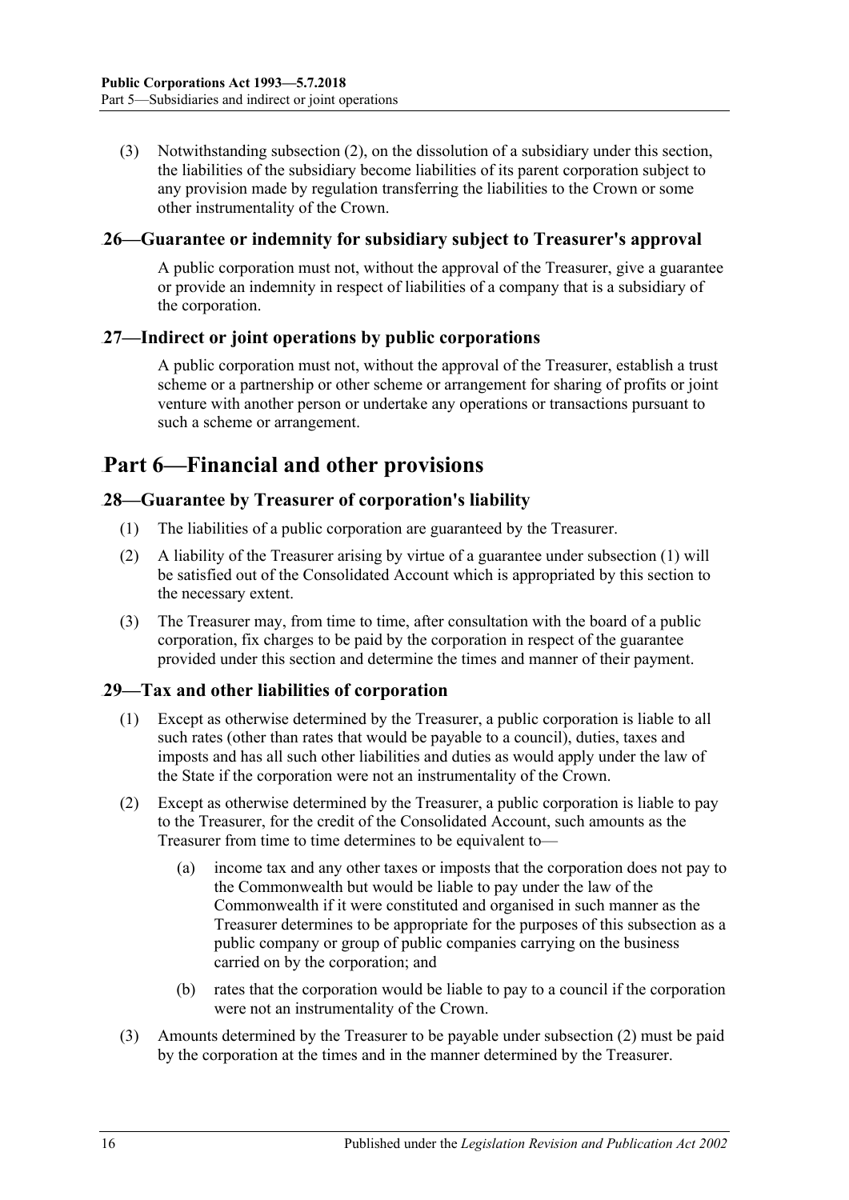(3) Notwithstanding subsection (2), on the dissolution of a subsidiary under this section, the liabilities of the subsidiary become liabilities of its parent corporation subject to any provision made by regulation transferring the liabilities to the Crown or some other instrumentality of the Crown.

### 26—Guarantee or indemnity for subsidiary subject to Treasurer's approval

A public corporation must not, without the approval of the Treasurer, give a guarantee or provide an indemnity in respect of liabilities of a company that is a subsidiary of the corporation.

### 27—Indirect or joint operations by public corporations

A public corporation must not, without the approval of the Treasurer, establish a trust scheme or a partnership or other scheme or arrangement for sharing of profits or joint venture with another person or undertake any operations or transactions pursuant to such a scheme or arrangement.

## Part 6—Financial and other provisions

### 28—Guarantee by Treasurer of corporation's liability

(1) The liabilities of a public corporation are guaranteed by the Treasurer.

(2) A liability of the Treasurer arising by virtue of a guarantee under subsection (1) will be satisfied out of the Consolidated Account which is appropriated by this section to the necessary extent.

(3) The Treasurer may, from time to time, after consultation with the board of a public corporation, fix charges to be paid by the corporation in respect of the guarantee provided under this section and determine the times and manner of their payment.

### 29—Tax and other liabilities of corporation

(1) Except as otherwise determined by the Treasurer, a public corporation is liable to all such rates (other than rates that would be payable to a council), duties, taxes and imposts and has all such other liabilities and duties as would apply under the law of the State if the corporation were not an instrumentality of the Crown.

(2) Except as otherwise determined by the Treasurer, a public corporation is liable to pay to the Treasurer, for the credit of the Consolidated Account, such amounts as the Treasurer from time to time determines to be equivalent to—

(a) income tax and any other taxes or imposts that the corporation does not pay to the Commonwealth but would be liable to pay under the law of the Commonwealth if it were constituted and organised in such manner as the Treasurer determines to be appropriate for the purposes of this subsection as a public company or group of public companies carrying on the business carried on by the corporation; and

(b) rates that the corporation would be liable to pay to a council if the corporation were not an instrumentality of the Crown.

(3) Amounts determined by the Treasurer to be payable under subsection (2) must be paid by the corporation at the times and in the manner determined by the Treasurer.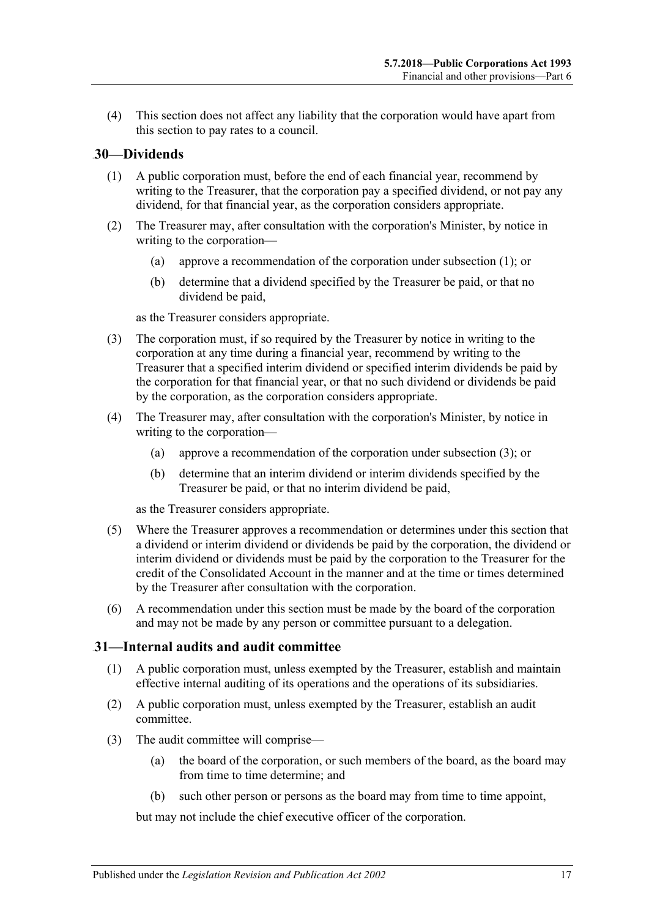(4) This section does not affect any liability that the corporation would have apart from this section to pay rates to a council.

## 30—Dividends

(1) A public corporation must, before the end of each financial year, recommend by writing to the Treasurer, that the corporation pay a specified dividend, or not pay any dividend, for that financial year, as the corporation considers appropriate.

(2) The Treasurer may, after consultation with the corporation's Minister, by notice in writing to the corporation—

(a) approve a recommendation of the corporation under subsection (1); or

(b) determine that a dividend specified by the Treasurer be paid, or that no dividend be paid,

as the Treasurer considers appropriate.

(3) The corporation must, if so required by the Treasurer by notice in writing to the corporation at any time during a financial year, recommend by writing to the Treasurer that a specified interim dividend or specified interim dividends be paid by the corporation for that financial year, or that no such dividend or dividends be paid by the corporation, as the corporation considers appropriate.

(4) The Treasurer may, after consultation with the corporation's Minister, by notice in writing to the corporation—

(a) approve a recommendation of the corporation under subsection (3); or

(b) determine that an interim dividend or interim dividends specified by the Treasurer be paid, or that no interim dividend be paid,

as the Treasurer considers appropriate.

(5) Where the Treasurer approves a recommendation or determines under this section that a dividend or interim dividend or dividends be paid by the corporation, the dividend or interim dividend or dividends must be paid by the corporation to the Treasurer for the credit of the Consolidated Account in the manner and at the time or times determined by the Treasurer after consultation with the corporation.

(6) A recommendation under this section must be made by the board of the corporation and may not be made by any person or committee pursuant to a delegation.

## 31—Internal audits and audit committee

(1) A public corporation must, unless exempted by the Treasurer, establish and maintain effective internal auditing of its operations and the operations of its subsidiaries.

(2) A public corporation must, unless exempted by the Treasurer, establish an audit committee.

(3) The audit committee will comprise—

(a) the board of the corporation, or such members of the board, as the board may from time to time determine; and

(b) such other person or persons as the board may from time to time appoint,

but may not include the chief executive officer of the corporation.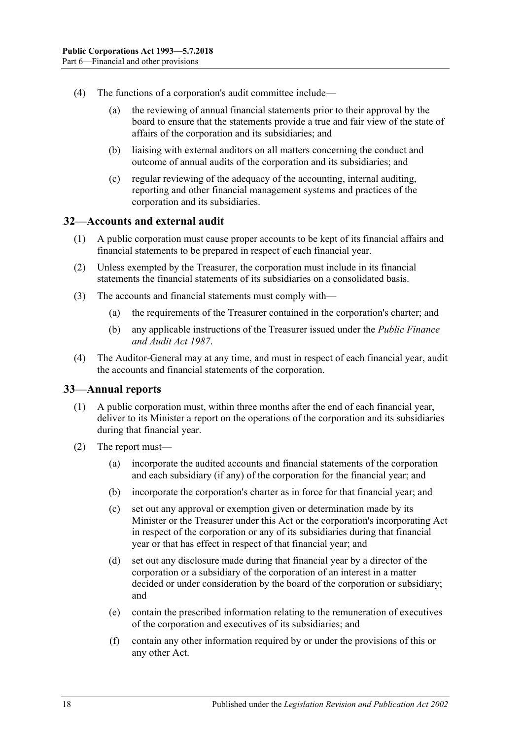(4) The functions of a corporation's audit committee include—

(a) the reviewing of annual financial statements prior to their approval by the board to ensure that the statements provide a true and fair view of the state of affairs of the corporation and its subsidiaries; and

(b) liaising with external auditors on all matters concerning the conduct and outcome of annual audits of the corporation and its subsidiaries; and

(c) regular reviewing of the adequacy of the accounting, internal auditing, reporting and other financial management systems and practices of the corporation and its subsidiaries.

## 32—Accounts and external audit

(1) A public corporation must cause proper accounts to be kept of its financial affairs and financial statements to be prepared in respect of each financial year.

(2) Unless exempted by the Treasurer, the corporation must include in its financial statements the financial statements of its subsidiaries on a consolidated basis.

(3) The accounts and financial statements must comply with—

(a) the requirements of the Treasurer contained in the corporation's charter; and

(b) any applicable instructions of the Treasurer issued under the *Public Finance and Audit Act 1987*.

(4) The Auditor-General may at any time, and must in respect of each financial year, audit the accounts and financial statements of the corporation.

## 33—Annual reports

(1) A public corporation must, within three months after the end of each financial year, deliver to its Minister a report on the operations of the corporation and its subsidiaries during that financial year.

(2) The report must—

(a) incorporate the audited accounts and financial statements of the corporation and each subsidiary (if any) of the corporation for the financial year; and

(b) incorporate the corporation's charter as in force for that financial year; and

(c) set out any approval or exemption given or determination made by its Minister or the Treasurer under this Act or the corporation's incorporating Act in respect of the corporation or any of its subsidiaries during that financial year or that has effect in respect of that financial year; and

(d) set out any disclosure made during that financial year by a director of the corporation or a subsidiary of the corporation of an interest in a matter decided or under consideration by the board of the corporation or subsidiary; and

(e) contain the prescribed information relating to the remuneration of executives of the corporation and executives of its subsidiaries; and

(f) contain any other information required by or under the provisions of this or any other Act.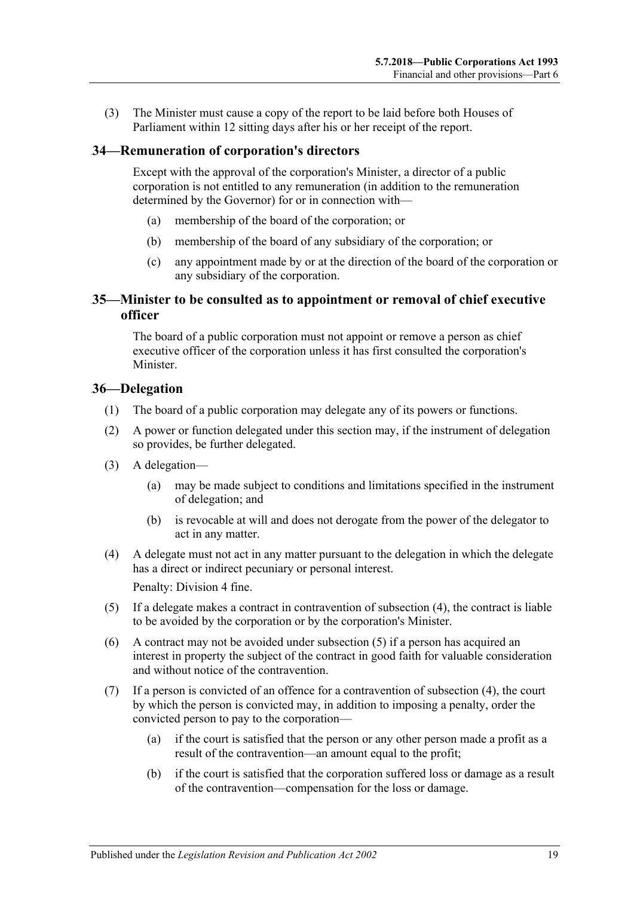(3) The Minister must cause a copy of the report to be laid before both Houses of Parliament within 12 sitting days after his or her receipt of the report.

## 34—Remuneration of corporation's directors

Except with the approval of the corporation's Minister, a director of a public corporation is not entitled to any remuneration (in addition to the remuneration determined by the Governor) for or in connection with—

(a) membership of the board of the corporation; or

(b) membership of the board of any subsidiary of the corporation; or

(c) any appointment made by or at the direction of the board of the corporation or any subsidiary of the corporation.

## 35—Minister to be consulted as to appointment or removal of chief executive officer

The board of a public corporation must not appoint or remove a person as chief executive officer of the corporation unless it has first consulted the corporation's Minister.

## 36—Delegation

(1) The board of a public corporation may delegate any of its powers or functions.

(2) A power or function delegated under this section may, if the instrument of delegation so provides, be further delegated.

(3) A delegation—

(a) may be made subject to conditions and limitations specified in the instrument of delegation; and

(b) is revocable at will and does not derogate from the power of the delegator to act in any matter.

(4) A delegate must not act in any matter pursuant to the delegation in which the delegate has a direct or indirect pecuniary or personal interest.

Penalty: Division 4 fine.

(5) If a delegate makes a contract in contravention of subsection (4), the contract is liable to be avoided by the corporation or by the corporation's Minister.

(6) A contract may not be avoided under subsection (5) if a person has acquired an interest in property the subject of the contract in good faith for valuable consideration and without notice of the contravention.

(7) If a person is convicted of an offence for a contravention of subsection (4), the court by which the person is convicted may, in addition to imposing a penalty, order the convicted person to pay to the corporation—

(a) if the court is satisfied that the person or any other person made a profit as a result of the contravention—an amount equal to the profit;

(b) if the court is satisfied that the corporation suffered loss or damage as a result of the contravention—compensation for the loss or damage.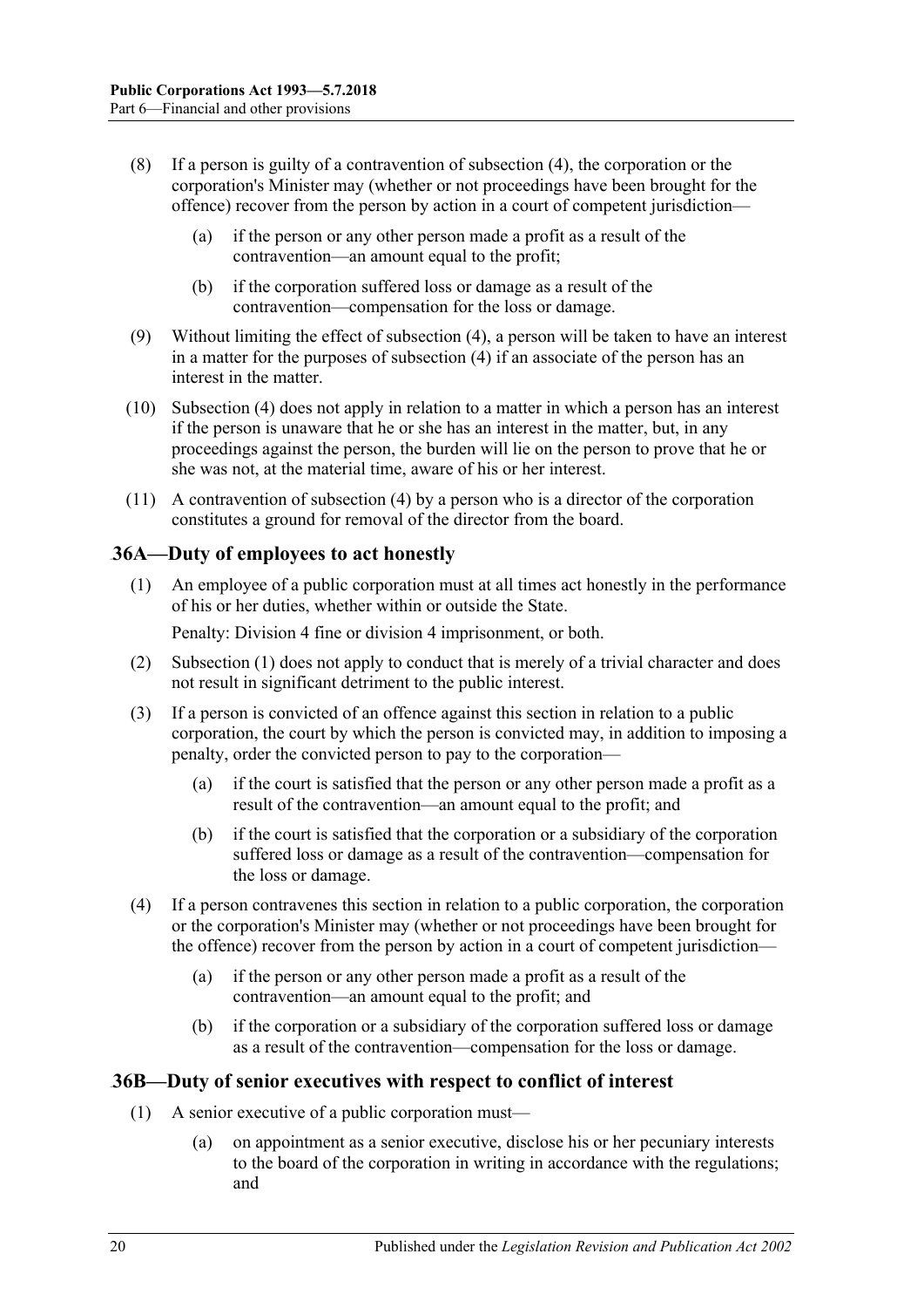(8) If a person is guilty of a contravention of subsection (4), the corporation or the corporation's Minister may (whether or not proceedings have been brought for the offence) recover from the person by action in a court of competent jurisdiction—

(a) if the person or any other person made a profit as a result of the contravention—an amount equal to the profit;

(b) if the corporation suffered loss or damage as a result of the contravention—compensation for the loss or damage.

(9) Without limiting the effect of subsection (4), a person will be taken to have an interest in a matter for the purposes of subsection (4) if an associate of the person has an interest in the matter.

(10) Subsection (4) does not apply in relation to a matter in which a person has an interest if the person is unaware that he or she has an interest in the matter, but, in any proceedings against the person, the burden will lie on the person to prove that he or she was not, at the material time, aware of his or her interest.

(11) A contravention of subsection (4) by a person who is a director of the corporation constitutes a ground for removal of the director from the board.

## 36A—Duty of employees to act honestly

(1) An employee of a public corporation must at all times act honestly in the performance of his or her duties, whether within or outside the State.

Penalty: Division 4 fine or division 4 imprisonment, or both.

(2) Subsection (1) does not apply to conduct that is merely of a trivial character and does not result in significant detriment to the public interest.

(3) If a person is convicted of an offence against this section in relation to a public corporation, the court by which the person is convicted may, in addition to imposing a penalty, order the convicted person to pay to the corporation—

(a) if the court is satisfied that the person or any other person made a profit as a result of the contravention—an amount equal to the profit; and

(b) if the court is satisfied that the corporation or a subsidiary of the corporation suffered loss or damage as a result of the contravention—compensation for the loss or damage.

(4) If a person contravenes this section in relation to a public corporation, the corporation or the corporation's Minister may (whether or not proceedings have been brought for the offence) recover from the person by action in a court of competent jurisdiction—

(a) if the person or any other person made a profit as a result of the contravention—an amount equal to the profit; and

(b) if the corporation or a subsidiary of the corporation suffered loss or damage as a result of the contravention—compensation for the loss or damage.

## 36B—Duty of senior executives with respect to conflict of interest

(1) A senior executive of a public corporation must—

(a) on appointment as a senior executive, disclose his or her pecuniary interests to the board of the corporation in writing in accordance with the regulations; and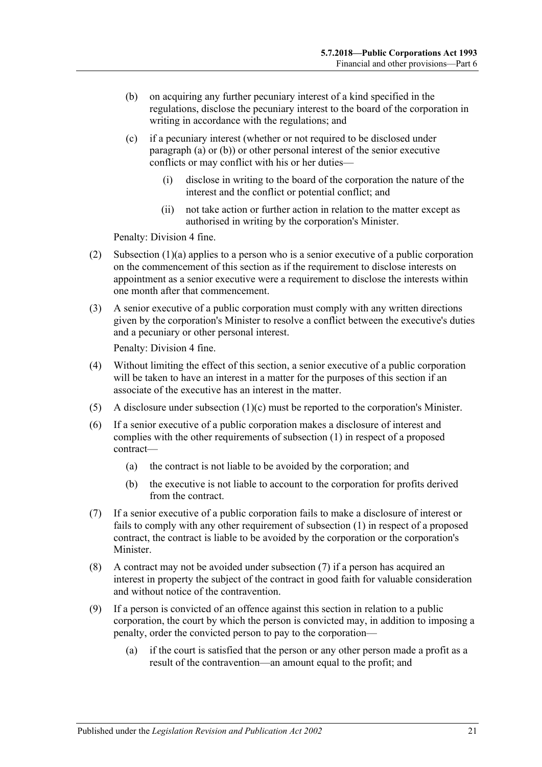(b) on acquiring any further pecuniary interest of a kind specified in the regulations, disclose the pecuniary interest to the board of the corporation in writing in accordance with the regulations; and

(c) if a pecuniary interest (whether or not required to be disclosed under paragraph (a) or (b)) or other personal interest of the senior executive conflicts or may conflict with his or her duties—

(i) disclose in writing to the board of the corporation the nature of the interest and the conflict or potential conflict; and

(ii) not take action or further action in relation to the matter except as authorised in writing by the corporation's Minister.

Penalty: Division 4 fine.

(2) Subsection (1)(a) applies to a person who is a senior executive of a public corporation on the commencement of this section as if the requirement to disclose interests on appointment as a senior executive were a requirement to disclose the interests within one month after that commencement.

(3) A senior executive of a public corporation must comply with any written directions given by the corporation's Minister to resolve a conflict between the executive's duties and a pecuniary or other personal interest.

Penalty: Division 4 fine.

(4) Without limiting the effect of this section, a senior executive of a public corporation will be taken to have an interest in a matter for the purposes of this section if an associate of the executive has an interest in the matter.

(5) A disclosure under subsection (1)(c) must be reported to the corporation's Minister.

(6) If a senior executive of a public corporation makes a disclosure of interest and complies with the other requirements of subsection (1) in respect of a proposed contract—

(a) the contract is not liable to be avoided by the corporation; and

(b) the executive is not liable to account to the corporation for profits derived from the contract.

(7) If a senior executive of a public corporation fails to make a disclosure of interest or fails to comply with any other requirement of subsection (1) in respect of a proposed contract, the contract is liable to be avoided by the corporation or the corporation's Minister.

(8) A contract may not be avoided under subsection (7) if a person has acquired an interest in property the subject of the contract in good faith for valuable consideration and without notice of the contravention.

(9) If a person is convicted of an offence against this section in relation to a public corporation, the court by which the person is convicted may, in addition to imposing a penalty, order the convicted person to pay to the corporation—

(a) if the court is satisfied that the person or any other person made a profit as a result of the contravention—an amount equal to the profit; and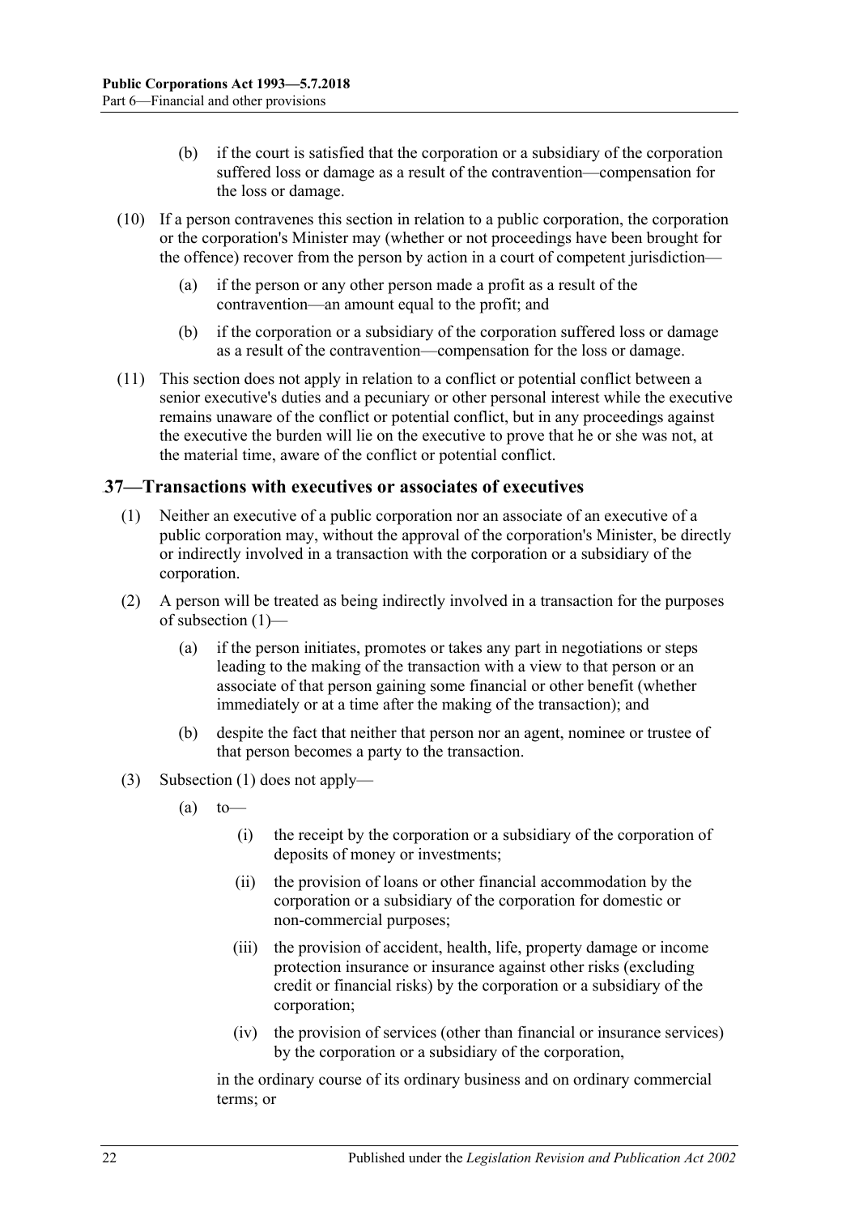(b) if the court is satisfied that the corporation or a subsidiary of the corporation suffered loss or damage as a result of the contravention—compensation for the loss or damage.

(10) If a person contravenes this section in relation to a public corporation, the corporation or the corporation's Minister may (whether or not proceedings have been brought for the offence) recover from the person by action in a court of competent jurisdiction—

(a) if the person or any other person made a profit as a result of the contravention—an amount equal to the profit; and

(b) if the corporation or a subsidiary of the corporation suffered loss or damage as a result of the contravention—compensation for the loss or damage.

(11) This section does not apply in relation to a conflict or potential conflict between a senior executive's duties and a pecuniary or other personal interest while the executive remains unaware of the conflict or potential conflict, but in any proceedings against the executive the burden will lie on the executive to prove that he or she was not, at the material time, aware of the conflict or potential conflict.

## 37—Transactions with executives or associates of executives

(1) Neither an executive of a public corporation nor an associate of an executive of a public corporation may, without the approval of the corporation's Minister, be directly or indirectly involved in a transaction with the corporation or a subsidiary of the corporation.

(2) A person will be treated as being indirectly involved in a transaction for the purposes of subsection (1)—

(a) if the person initiates, promotes or takes any part in negotiations or steps leading to the making of the transaction with a view to that person or an associate of that person gaining some financial or other benefit (whether immediately or at a time after the making of the transaction); and

(b) despite the fact that neither that person nor an agent, nominee or trustee of that person becomes a party to the transaction.

(3) Subsection (1) does not apply—

(a) to—

(i) the receipt by the corporation or a subsidiary of the corporation of deposits of money or investments;

(ii) the provision of loans or other financial accommodation by the corporation or a subsidiary of the corporation for domestic or non-commercial purposes;

(iii) the provision of accident, health, life, property damage or income protection insurance or insurance against other risks (excluding credit or financial risks) by the corporation or a subsidiary of the corporation;

(iv) the provision of services (other than financial or insurance services) by the corporation or a subsidiary of the corporation,

in the ordinary course of its ordinary business and on ordinary commercial terms; or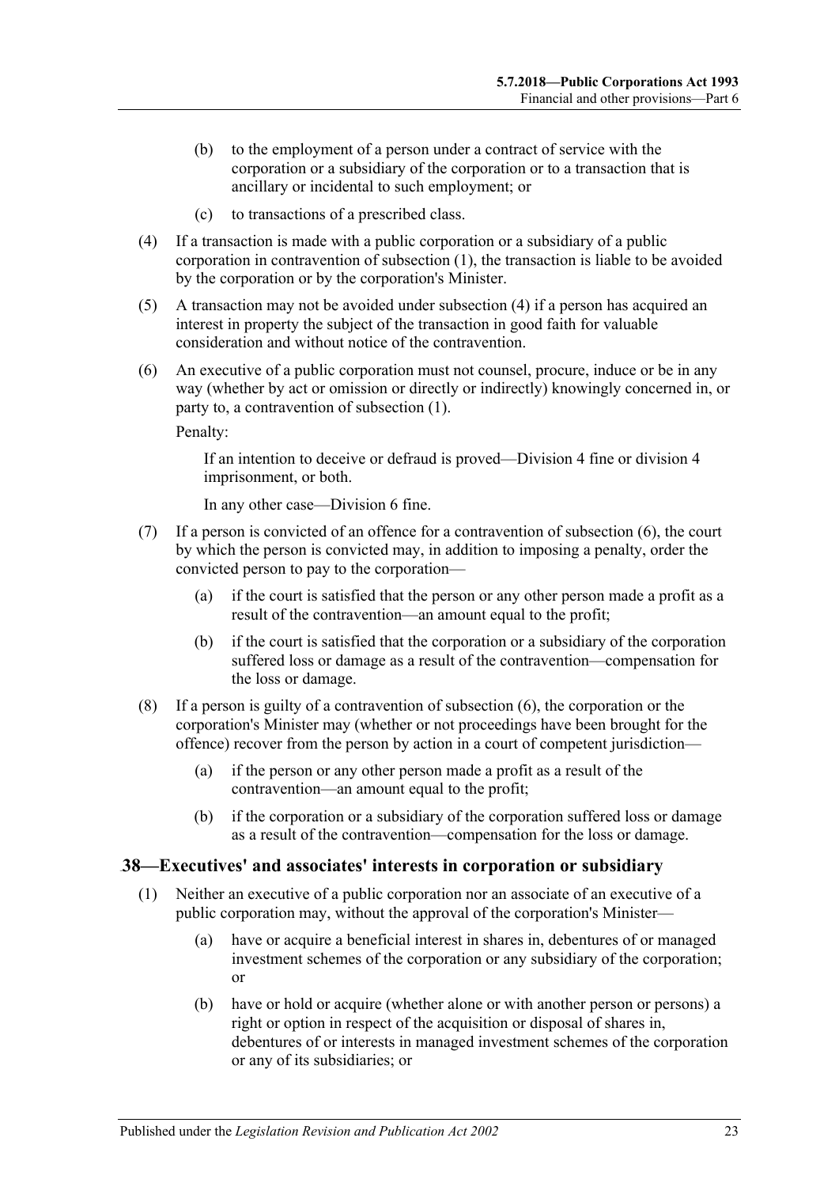(b) to the employment of a person under a contract of service with the corporation or a subsidiary of the corporation or to a transaction that is ancillary or incidental to such employment; or

(c) to transactions of a prescribed class.

(4) If a transaction is made with a public corporation or a subsidiary of a public corporation in contravention of subsection (1), the transaction is liable to be avoided by the corporation or by the corporation's Minister.

(5) A transaction may not be avoided under subsection (4) if a person has acquired an interest in property the subject of the transaction in good faith for valuable consideration and without notice of the contravention.

(6) An executive of a public corporation must not counsel, procure, induce or be in any way (whether by act or omission or directly or indirectly) knowingly concerned in, or party to, a contravention of subsection (1).

Penalty:

If an intention to deceive or defraud is proved—Division 4 fine or division 4 imprisonment, or both.

In any other case—Division 6 fine.

(7) If a person is convicted of an offence for a contravention of subsection (6), the court by which the person is convicted may, in addition to imposing a penalty, order the convicted person to pay to the corporation—

(a) if the court is satisfied that the person or any other person made a profit as a result of the contravention—an amount equal to the profit;

(b) if the court is satisfied that the corporation or a subsidiary of the corporation suffered loss or damage as a result of the contravention—compensation for the loss or damage.

(8) If a person is guilty of a contravention of subsection (6), the corporation or the corporation's Minister may (whether or not proceedings have been brought for the offence) recover from the person by action in a court of competent jurisdiction—

(a) if the person or any other person made a profit as a result of the contravention—an amount equal to the profit;

(b) if the corporation or a subsidiary of the corporation suffered loss or damage as a result of the contravention—compensation for the loss or damage.

## 38—Executives' and associates' interests in corporation or subsidiary

(1) Neither an executive of a public corporation nor an associate of an executive of a public corporation may, without the approval of the corporation's Minister—

(a) have or acquire a beneficial interest in shares in, debentures of or managed investment schemes of the corporation or any subsidiary of the corporation; or

(b) have or hold or acquire (whether alone or with another person or persons) a right or option in respect of the acquisition or disposal of shares in, debentures of or interests in managed investment schemes of the corporation or any of its subsidiaries; or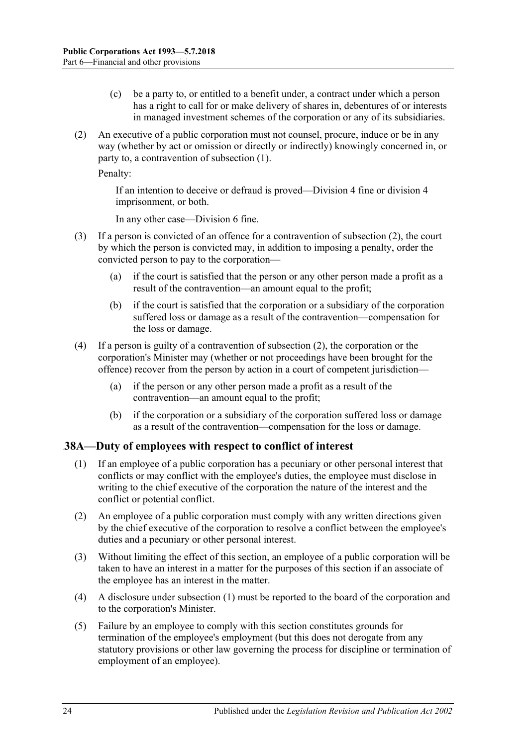(c) be a party to, or entitled to a benefit under, a contract under which a person has a right to call for or make delivery of shares in, debentures of or interests in managed investment schemes of the corporation or any of its subsidiaries.

(2) An executive of a public corporation must not counsel, procure, induce or be in any way (whether by act or omission or directly or indirectly) knowingly concerned in, or party to, a contravention of subsection (1).

Penalty:

If an intention to deceive or defraud is proved—Division 4 fine or division 4 imprisonment, or both.

In any other case—Division 6 fine.

(3) If a person is convicted of an offence for a contravention of subsection (2), the court by which the person is convicted may, in addition to imposing a penalty, order the convicted person to pay to the corporation—

(a) if the court is satisfied that the person or any other person made a profit as a result of the contravention—an amount equal to the profit;

(b) if the court is satisfied that the corporation or a subsidiary of the corporation suffered loss or damage as a result of the contravention—compensation for the loss or damage.

(4) If a person is guilty of a contravention of subsection (2), the corporation or the corporation's Minister may (whether or not proceedings have been brought for the offence) recover from the person by action in a court of competent jurisdiction—

(a) if the person or any other person made a profit as a result of the contravention—an amount equal to the profit;

(b) if the corporation or a subsidiary of the corporation suffered loss or damage as a result of the contravention—compensation for the loss or damage.

## 38A—Duty of employees with respect to conflict of interest

(1) If an employee of a public corporation has a pecuniary or other personal interest that conflicts or may conflict with the employee's duties, the employee must disclose in writing to the chief executive of the corporation the nature of the interest and the conflict or potential conflict.

(2) An employee of a public corporation must comply with any written directions given by the chief executive of the corporation to resolve a conflict between the employee's duties and a pecuniary or other personal interest.

(3) Without limiting the effect of this section, an employee of a public corporation will be taken to have an interest in a matter for the purposes of this section if an associate of the employee has an interest in the matter.

(4) A disclosure under subsection (1) must be reported to the board of the corporation and to the corporation's Minister.

(5) Failure by an employee to comply with this section constitutes grounds for termination of the employee's employment (but this does not derogate from any statutory provisions or other law governing the process for discipline or termination of employment of an employee).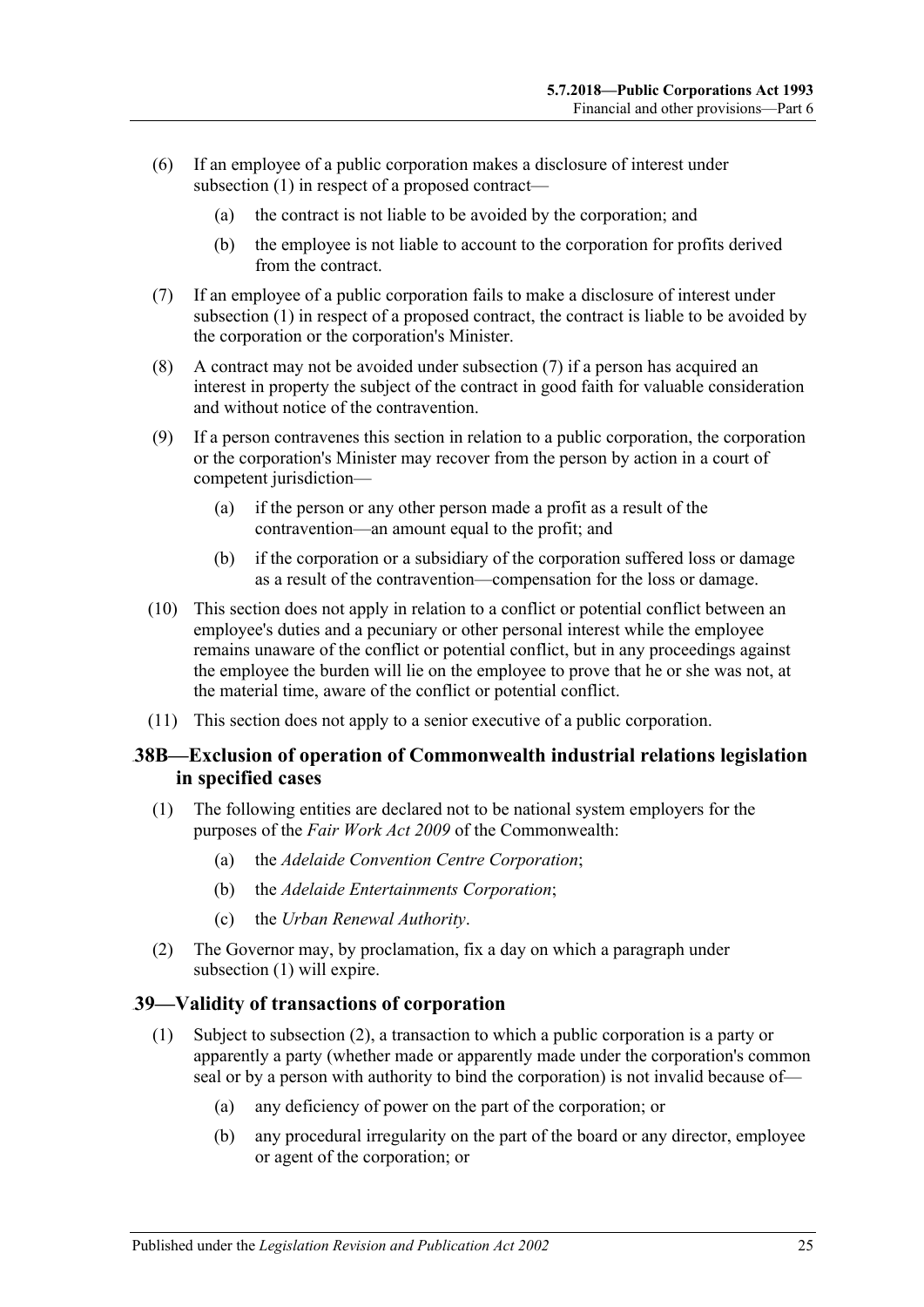(6) If an employee of a public corporation makes a disclosure of interest under subsection (1) in respect of a proposed contract—

(a) the contract is not liable to be avoided by the corporation; and

(b) the employee is not liable to account to the corporation for profits derived from the contract.

(7) If an employee of a public corporation fails to make a disclosure of interest under subsection (1) in respect of a proposed contract, the contract is liable to be avoided by the corporation or the corporation's Minister.

(8) A contract may not be avoided under subsection (7) if a person has acquired an interest in property the subject of the contract in good faith for valuable consideration and without notice of the contravention.

(9) If a person contravenes this section in relation to a public corporation, the corporation or the corporation's Minister may recover from the person by action in a court of competent jurisdiction—

(a) if the person or any other person made a profit as a result of the contravention—an amount equal to the profit; and

(b) if the corporation or a subsidiary of the corporation suffered loss or damage as a result of the contravention—compensation for the loss or damage.

(10) This section does not apply in relation to a conflict or potential conflict between an employee's duties and a pecuniary or other personal interest while the employee remains unaware of the conflict or potential conflict, but in any proceedings against the employee the burden will lie on the employee to prove that he or she was not, at the material time, aware of the conflict or potential conflict.

(11) This section does not apply to a senior executive of a public corporation.

## 38B—Exclusion of operation of Commonwealth industrial relations legislation in specified cases

(1) The following entities are declared not to be national system employers for the purposes of the *Fair Work Act 2009* of the Commonwealth:

(a) the *Adelaide Convention Centre Corporation*;

(b) the *Adelaide Entertainments Corporation*;

(c) the *Urban Renewal Authority*.

(2) The Governor may, by proclamation, fix a day on which a paragraph under subsection (1) will expire.

## 39—Validity of transactions of corporation

(1) Subject to subsection (2), a transaction to which a public corporation is a party or apparently a party (whether made or apparently made under the corporation's common seal or by a person with authority to bind the corporation) is not invalid because of—

(a) any deficiency of power on the part of the corporation; or

(b) any procedural irregularity on the part of the board or any director, employee or agent of the corporation; or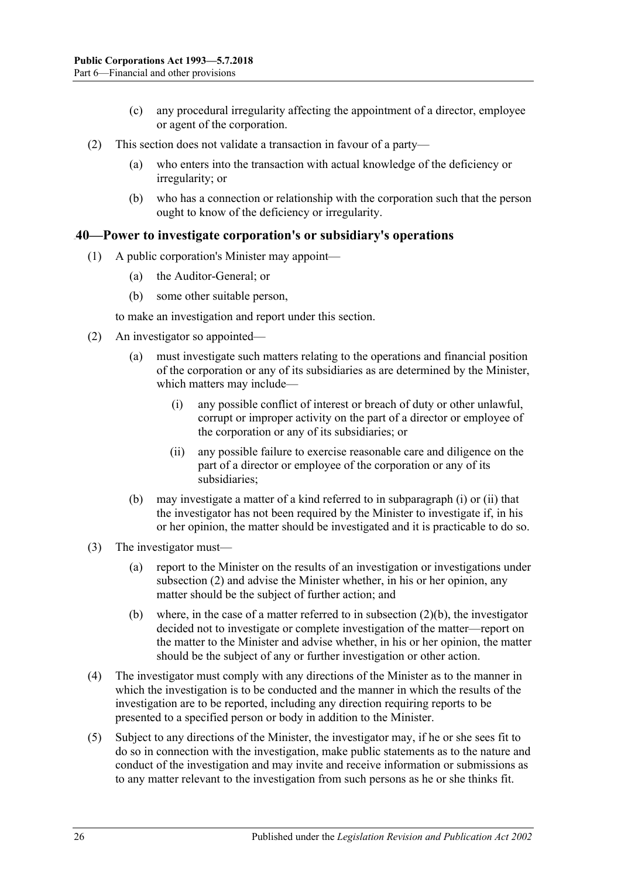(c) any procedural irregularity affecting the appointment of a director, employee or agent of the corporation.

(2) This section does not validate a transaction in favour of a party—

(a) who enters into the transaction with actual knowledge of the deficiency or irregularity; or

(b) who has a connection or relationship with the corporation such that the person ought to know of the deficiency or irregularity.

## 40—Power to investigate corporation's or subsidiary's operations

(1) A public corporation's Minister may appoint—

(a) the Auditor-General; or

(b) some other suitable person,

to make an investigation and report under this section.

(2) An investigator so appointed—

(a) must investigate such matters relating to the operations and financial position of the corporation or any of its subsidiaries as are determined by the Minister, which matters may include—

(i) any possible conflict of interest or breach of duty or other unlawful, corrupt or improper activity on the part of a director or employee of the corporation or any of its subsidiaries; or

(ii) any possible failure to exercise reasonable care and diligence on the part of a director or employee of the corporation or any of its subsidiaries;

(b) may investigate a matter of a kind referred to in subparagraph (i) or (ii) that the investigator has not been required by the Minister to investigate if, in his or her opinion, the matter should be investigated and it is practicable to do so.

(3) The investigator must—

(a) report to the Minister on the results of an investigation or investigations under subsection (2) and advise the Minister whether, in his or her opinion, any matter should be the subject of further action; and

(b) where, in the case of a matter referred to in subsection (2)(b), the investigator decided not to investigate or complete investigation of the matter—report on the matter to the Minister and advise whether, in his or her opinion, the matter should be the subject of any or further investigation or other action.

(4) The investigator must comply with any directions of the Minister as to the manner in which the investigation is to be conducted and the manner in which the results of the investigation are to be reported, including any direction requiring reports to be presented to a specified person or body in addition to the Minister.

(5) Subject to any directions of the Minister, the investigator may, if he or she sees fit to do so in connection with the investigation, make public statements as to the nature and conduct of the investigation and may invite and receive information or submissions as to any matter relevant to the investigation from such persons as he or she thinks fit.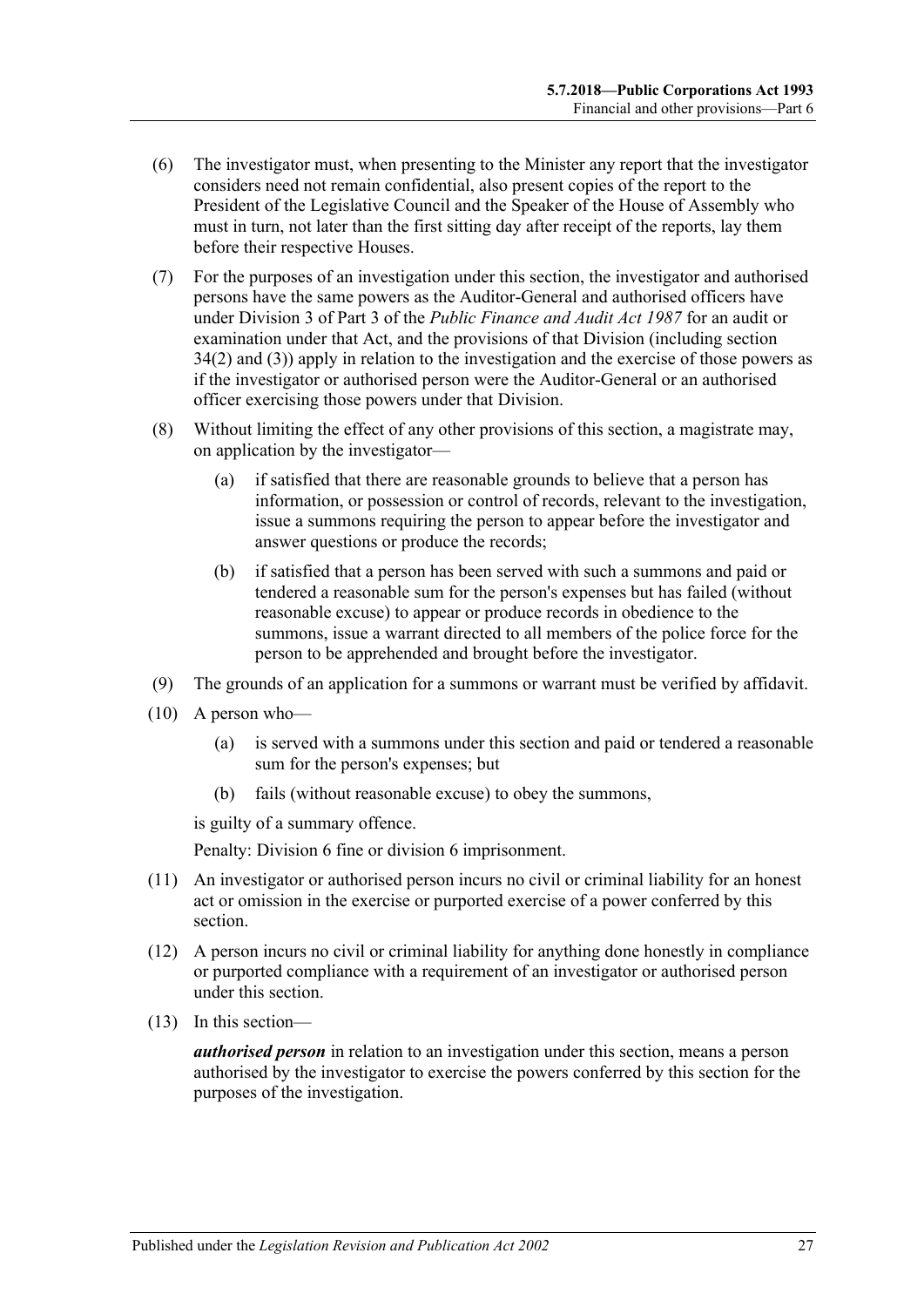(6) The investigator must, when presenting to the Minister any report that the investigator considers need not remain confidential, also present copies of the report to the President of the Legislative Council and the Speaker of the House of Assembly who must in turn, not later than the first sitting day after receipt of the reports, lay them before their respective Houses.

(7) For the purposes of an investigation under this section, the investigator and authorised persons have the same powers as the Auditor-General and authorised officers have under Division 3 of Part 3 of the *Public Finance and Audit Act 1987* for an audit or examination under that Act, and the provisions of that Division (including section 34(2) and (3)) apply in relation to the investigation and the exercise of those powers as if the investigator or authorised person were the Auditor-General or an authorised officer exercising those powers under that Division.

(8) Without limiting the effect of any other provisions of this section, a magistrate may, on application by the investigator—

(a) if satisfied that there are reasonable grounds to believe that a person has information, or possession or control of records, relevant to the investigation, issue a summons requiring the person to appear before the investigator and answer questions or produce the records;

(b) if satisfied that a person has been served with such a summons and paid or tendered a reasonable sum for the person's expenses but has failed (without reasonable excuse) to appear or produce records in obedience to the summons, issue a warrant directed to all members of the police force for the person to be apprehended and brought before the investigator.

(9) The grounds of an application for a summons or warrant must be verified by affidavit.

(10) A person who—

(a) is served with a summons under this section and paid or tendered a reasonable sum for the person's expenses; but

(b) fails (without reasonable excuse) to obey the summons,

is guilty of a summary offence.

Penalty: Division 6 fine or division 6 imprisonment.

(11) An investigator or authorised person incurs no civil or criminal liability for an honest act or omission in the exercise or purported exercise of a power conferred by this section.

(12) A person incurs no civil or criminal liability for anything done honestly in compliance or purported compliance with a requirement of an investigator or authorised person under this section.

(13) In this section—

***authorised person*** in relation to an investigation under this section, means a person authorised by the investigator to exercise the powers conferred by this section for the purposes of the investigation.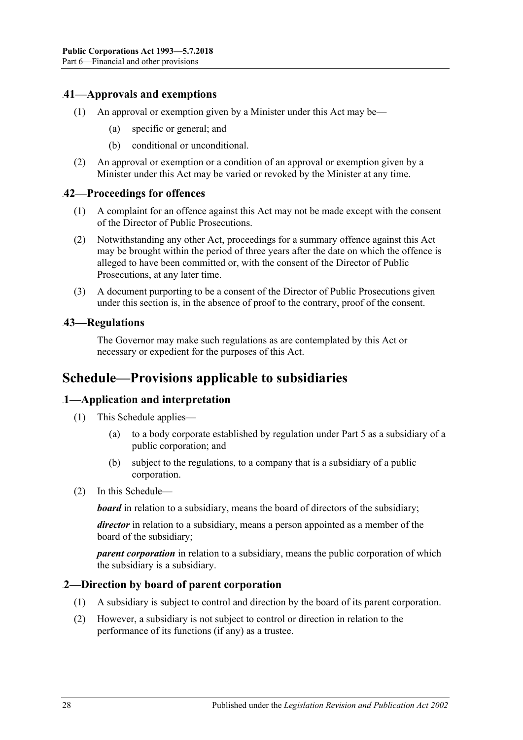## 41—Approvals and exemptions

(1) An approval or exemption given by a Minister under this Act may be—

(a) specific or general; and

(b) conditional or unconditional.

(2) An approval or exemption or a condition of an approval or exemption given by a Minister under this Act may be varied or revoked by the Minister at any time.

## 42—Proceedings for offences

(1) A complaint for an offence against this Act may not be made except with the consent of the Director of Public Prosecutions.

(2) Notwithstanding any other Act, proceedings for a summary offence against this Act may be brought within the period of three years after the date on which the offence is alleged to have been committed or, with the consent of the Director of Public Prosecutions, at any later time.

(3) A document purporting to be a consent of the Director of Public Prosecutions given under this section is, in the absence of proof to the contrary, proof of the consent.

## 43—Regulations

The Governor may make such regulations as are contemplated by this Act or necessary or expedient for the purposes of this Act.

# Schedule—Provisions applicable to subsidiaries

## 1—Application and interpretation

(1) This Schedule applies—

(a) to a body corporate established by regulation under Part 5 as a subsidiary of a public corporation; and

(b) subject to the regulations, to a company that is a subsidiary of a public corporation.

(2) In this Schedule—

***board*** in relation to a subsidiary, means the board of directors of the subsidiary;

***director*** in relation to a subsidiary, means a person appointed as a member of the board of the subsidiary;

***parent corporation*** in relation to a subsidiary, means the public corporation of which the subsidiary is a subsidiary.

## 2—Direction by board of parent corporation

(1) A subsidiary is subject to control and direction by the board of its parent corporation.

(2) However, a subsidiary is not subject to control or direction in relation to the performance of its functions (if any) as a trustee.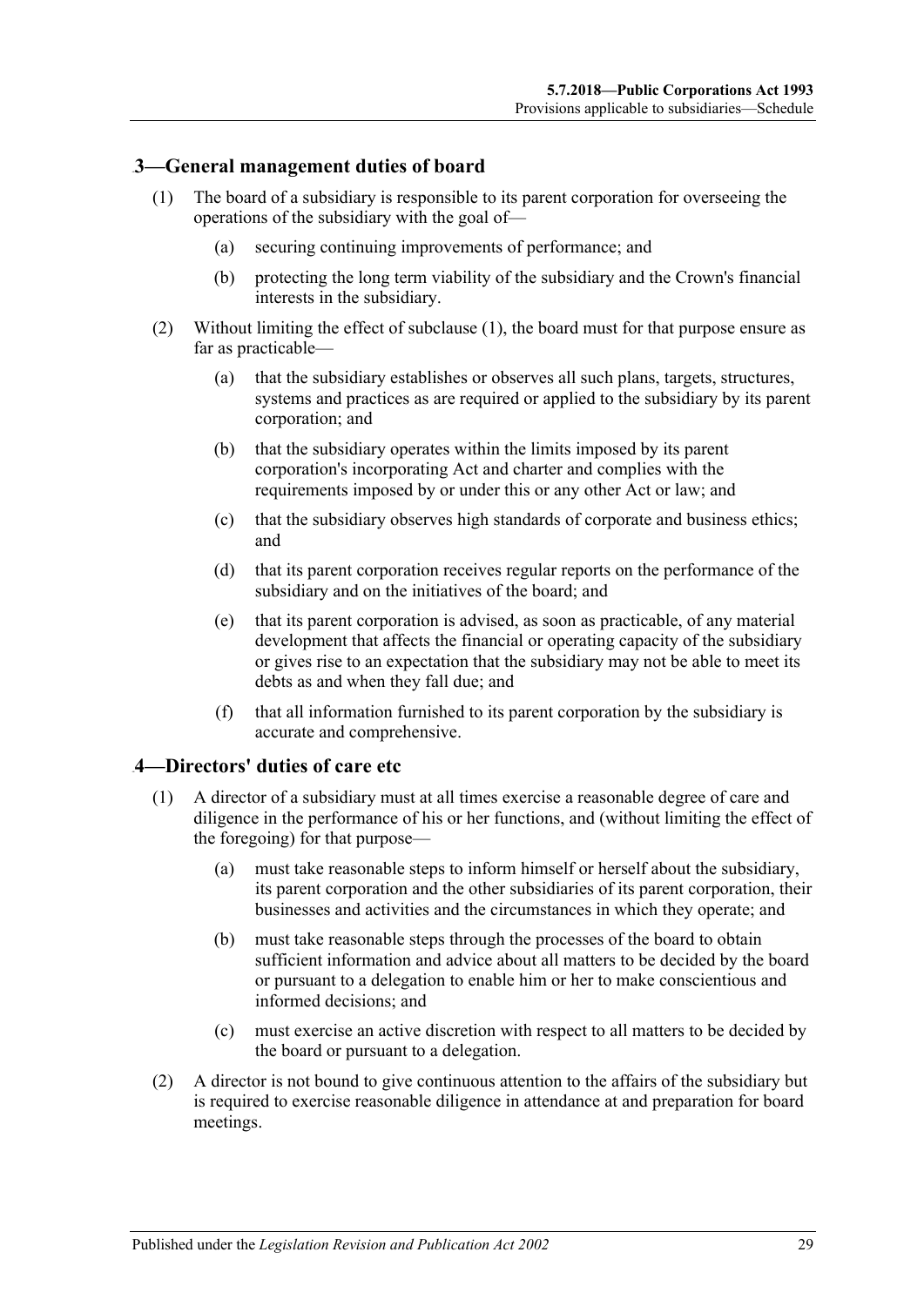## 3—General management duties of board

(1) The board of a subsidiary is responsible to its parent corporation for overseeing the operations of the subsidiary with the goal of—

(a) securing continuing improvements of performance; and

(b) protecting the long term viability of the subsidiary and the Crown's financial interests in the subsidiary.

(2) Without limiting the effect of subclause (1), the board must for that purpose ensure as far as practicable—

(a) that the subsidiary establishes or observes all such plans, targets, structures, systems and practices as are required or applied to the subsidiary by its parent corporation; and

(b) that the subsidiary operates within the limits imposed by its parent corporation's incorporating Act and charter and complies with the requirements imposed by or under this or any other Act or law; and

(c) that the subsidiary observes high standards of corporate and business ethics; and

(d) that its parent corporation receives regular reports on the performance of the subsidiary and on the initiatives of the board; and

(e) that its parent corporation is advised, as soon as practicable, of any material development that affects the financial or operating capacity of the subsidiary or gives rise to an expectation that the subsidiary may not be able to meet its debts as and when they fall due; and

(f) that all information furnished to its parent corporation by the subsidiary is accurate and comprehensive.

## 4—Directors' duties of care etc

(1) A director of a subsidiary must at all times exercise a reasonable degree of care and diligence in the performance of his or her functions, and (without limiting the effect of the foregoing) for that purpose—

(a) must take reasonable steps to inform himself or herself about the subsidiary, its parent corporation and the other subsidiaries of its parent corporation, their businesses and activities and the circumstances in which they operate; and

(b) must take reasonable steps through the processes of the board to obtain sufficient information and advice about all matters to be decided by the board or pursuant to a delegation to enable him or her to make conscientious and informed decisions; and

(c) must exercise an active discretion with respect to all matters to be decided by the board or pursuant to a delegation.

(2) A director is not bound to give continuous attention to the affairs of the subsidiary but is required to exercise reasonable diligence in attendance at and preparation for board meetings.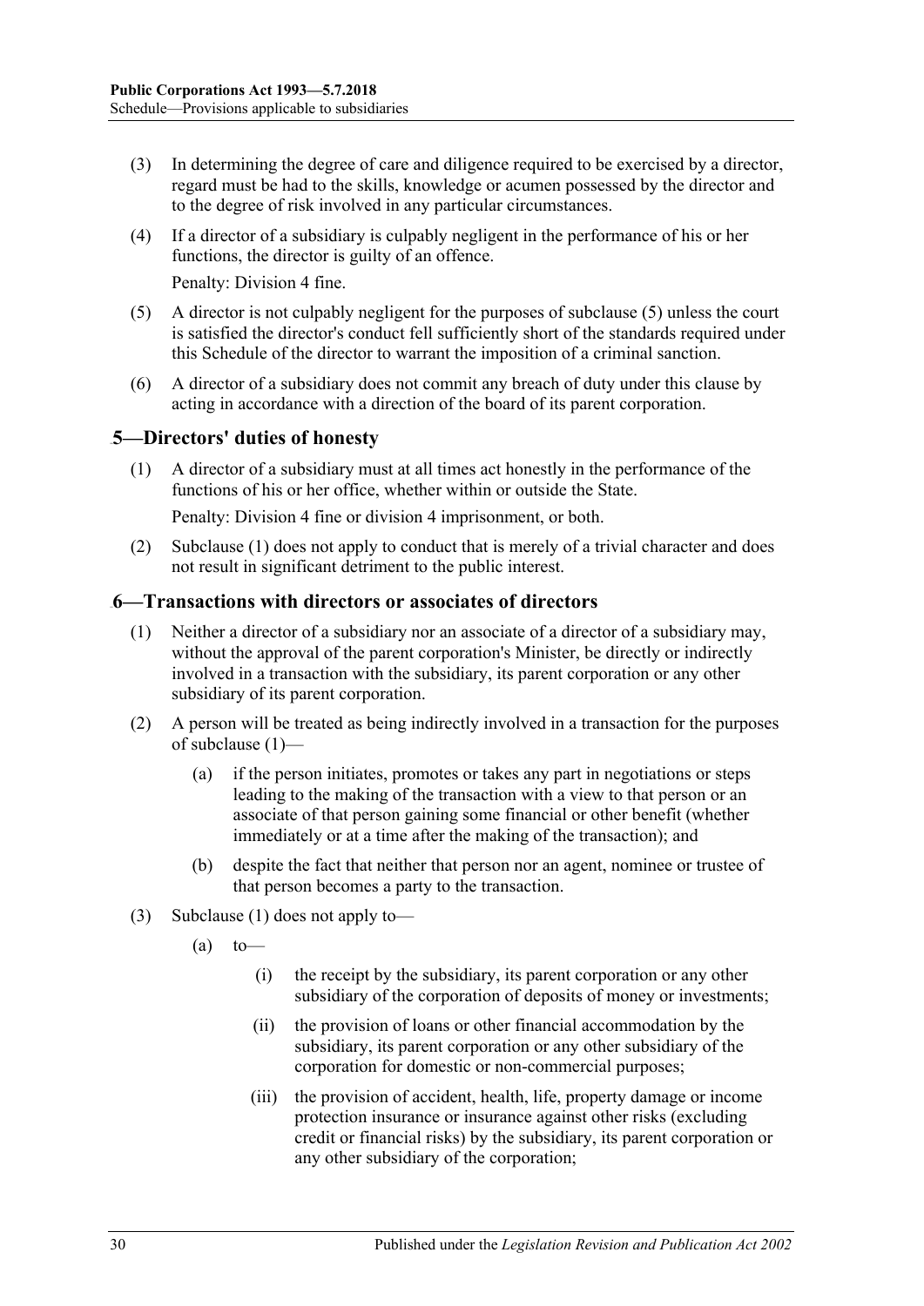(3) In determining the degree of care and diligence required to be exercised by a director, regard must be had to the skills, knowledge or acumen possessed by the director and to the degree of risk involved in any particular circumstances.

(4) If a director of a subsidiary is culpably negligent in the performance of his or her functions, the director is guilty of an offence.

Penalty: Division 4 fine.

(5) A director is not culpably negligent for the purposes of subclause (5) unless the court is satisfied the director's conduct fell sufficiently short of the standards required under this Schedule of the director to warrant the imposition of a criminal sanction.

(6) A director of a subsidiary does not commit any breach of duty under this clause by acting in accordance with a direction of the board of its parent corporation.

## 5—Directors' duties of honesty

(1) A director of a subsidiary must at all times act honestly in the performance of the functions of his or her office, whether within or outside the State.

Penalty: Division 4 fine or division 4 imprisonment, or both.

(2) Subclause (1) does not apply to conduct that is merely of a trivial character and does not result in significant detriment to the public interest.

## 6—Transactions with directors or associates of directors

(1) Neither a director of a subsidiary nor an associate of a director of a subsidiary may, without the approval of the parent corporation's Minister, be directly or indirectly involved in a transaction with the subsidiary, its parent corporation or any other subsidiary of its parent corporation.

(2) A person will be treated as being indirectly involved in a transaction for the purposes of subclause (1)—

(a) if the person initiates, promotes or takes any part in negotiations or steps leading to the making of the transaction with a view to that person or an associate of that person gaining some financial or other benefit (whether immediately or at a time after the making of the transaction); and

(b) despite the fact that neither that person nor an agent, nominee or trustee of that person becomes a party to the transaction.

(3) Subclause (1) does not apply to—

(a) to—

(i) the receipt by the subsidiary, its parent corporation or any other subsidiary of the corporation of deposits of money or investments;

(ii) the provision of loans or other financial accommodation by the subsidiary, its parent corporation or any other subsidiary of the corporation for domestic or non-commercial purposes;

(iii) the provision of accident, health, life, property damage or income protection insurance or insurance against other risks (excluding credit or financial risks) by the subsidiary, its parent corporation or any other subsidiary of the corporation;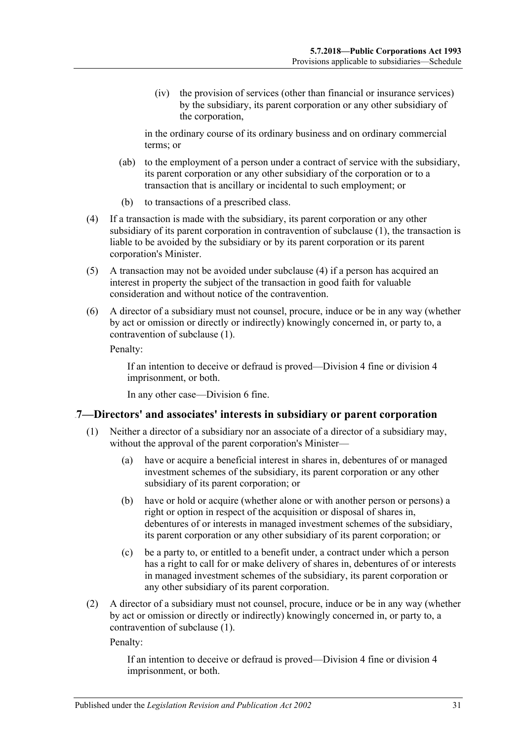(iv) the provision of services (other than financial or insurance services) by the subsidiary, its parent corporation or any other subsidiary of the corporation,

in the ordinary course of its ordinary business and on ordinary commercial terms; or

(ab) to the employment of a person under a contract of service with the subsidiary, its parent corporation or any other subsidiary of the corporation or to a transaction that is ancillary or incidental to such employment; or

(b) to transactions of a prescribed class.

(4) If a transaction is made with the subsidiary, its parent corporation or any other subsidiary of its parent corporation in contravention of subclause (1), the transaction is liable to be avoided by the subsidiary or by its parent corporation or its parent corporation's Minister.

(5) A transaction may not be avoided under subclause (4) if a person has acquired an interest in property the subject of the transaction in good faith for valuable consideration and without notice of the contravention.

(6) A director of a subsidiary must not counsel, procure, induce or be in any way (whether by act or omission or directly or indirectly) knowingly concerned in, or party to, a contravention of subclause (1).

Penalty:

If an intention to deceive or defraud is proved—Division 4 fine or division 4 imprisonment, or both.

In any other case—Division 6 fine.

## 7—Directors' and associates' interests in subsidiary or parent corporation

(1) Neither a director of a subsidiary nor an associate of a director of a subsidiary may, without the approval of the parent corporation's Minister—

(a) have or acquire a beneficial interest in shares in, debentures of or managed investment schemes of the subsidiary, its parent corporation or any other subsidiary of its parent corporation; or

(b) have or hold or acquire (whether alone or with another person or persons) a right or option in respect of the acquisition or disposal of shares in, debentures of or interests in managed investment schemes of the subsidiary, its parent corporation or any other subsidiary of its parent corporation; or

(c) be a party to, or entitled to a benefit under, a contract under which a person has a right to call for or make delivery of shares in, debentures of or interests in managed investment schemes of the subsidiary, its parent corporation or any other subsidiary of its parent corporation.

(2) A director of a subsidiary must not counsel, procure, induce or be in any way (whether by act or omission or directly or indirectly) knowingly concerned in, or party to, a contravention of subclause (1).

Penalty:

If an intention to deceive or defraud is proved—Division 4 fine or division 4 imprisonment, or both.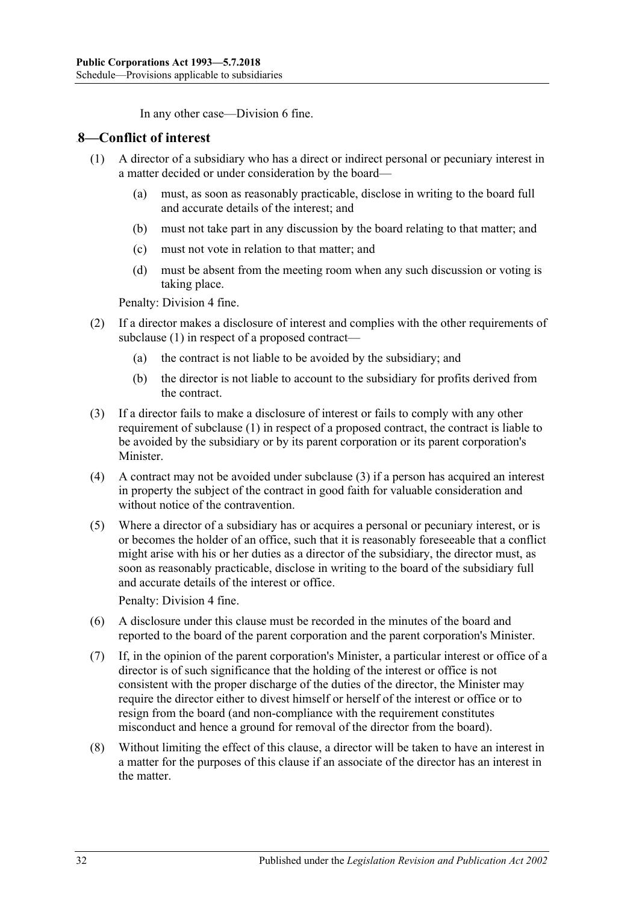In any other case—Division 6 fine.

## 8—Conflict of interest

(1) A director of a subsidiary who has a direct or indirect personal or pecuniary interest in a matter decided or under consideration by the board—

(a) must, as soon as reasonably practicable, disclose in writing to the board full and accurate details of the interest; and

(b) must not take part in any discussion by the board relating to that matter; and

(c) must not vote in relation to that matter; and

(d) must be absent from the meeting room when any such discussion or voting is taking place.

Penalty: Division 4 fine.

(2) If a director makes a disclosure of interest and complies with the other requirements of subclause (1) in respect of a proposed contract—

(a) the contract is not liable to be avoided by the subsidiary; and

(b) the director is not liable to account to the subsidiary for profits derived from the contract.

(3) If a director fails to make a disclosure of interest or fails to comply with any other requirement of subclause (1) in respect of a proposed contract, the contract is liable to be avoided by the subsidiary or by its parent corporation or its parent corporation's Minister.

(4) A contract may not be avoided under subclause (3) if a person has acquired an interest in property the subject of the contract in good faith for valuable consideration and without notice of the contravention.

(5) Where a director of a subsidiary has or acquires a personal or pecuniary interest, or is or becomes the holder of an office, such that it is reasonably foreseeable that a conflict might arise with his or her duties as a director of the subsidiary, the director must, as soon as reasonably practicable, disclose in writing to the board of the subsidiary full and accurate details of the interest or office.

Penalty: Division 4 fine.

(6) A disclosure under this clause must be recorded in the minutes of the board and reported to the board of the parent corporation and the parent corporation's Minister.

(7) If, in the opinion of the parent corporation's Minister, a particular interest or office of a director is of such significance that the holding of the interest or office is not consistent with the proper discharge of the duties of the director, the Minister may require the director either to divest himself or herself of the interest or office or to resign from the board (and non-compliance with the requirement constitutes misconduct and hence a ground for removal of the director from the board).

(8) Without limiting the effect of this clause, a director will be taken to have an interest in a matter for the purposes of this clause if an associate of the director has an interest in the matter.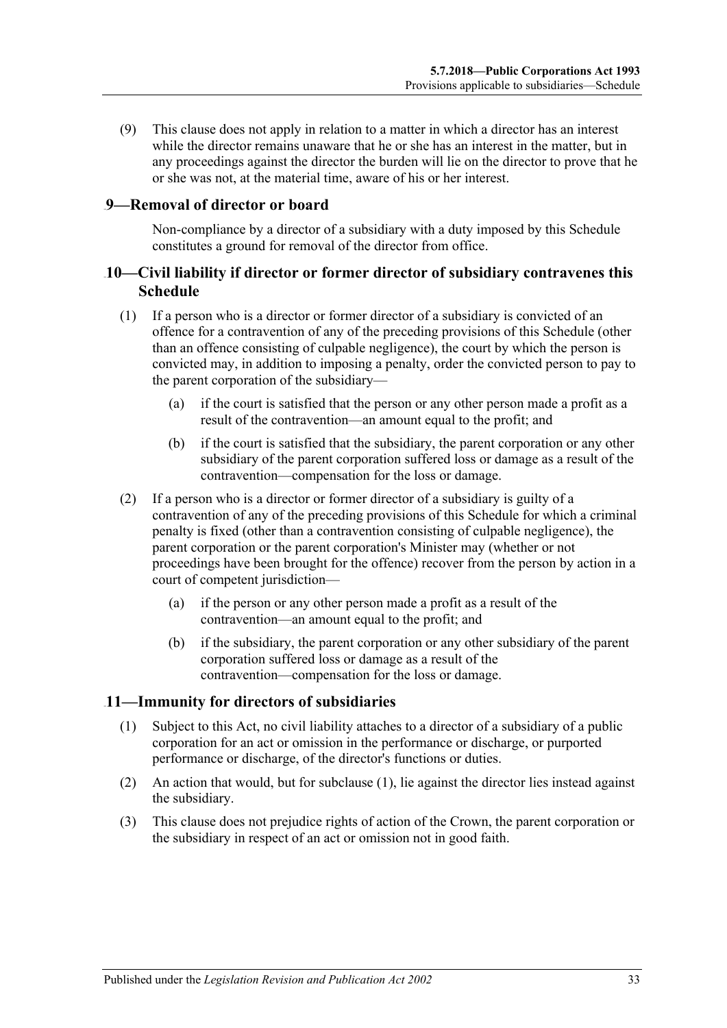(9) This clause does not apply in relation to a matter in which a director has an interest while the director remains unaware that he or she has an interest in the matter, but in any proceedings against the director the burden will lie on the director to prove that he or she was not, at the material time, aware of his or her interest.

## 9—Removal of director or board

Non-compliance by a director of a subsidiary with a duty imposed by this Schedule constitutes a ground for removal of the director from office.

## 10—Civil liability if director or former director of subsidiary contravenes this Schedule

(1) If a person who is a director or former director of a subsidiary is convicted of an offence for a contravention of any of the preceding provisions of this Schedule (other than an offence consisting of culpable negligence), the court by which the person is convicted may, in addition to imposing a penalty, order the convicted person to pay to the parent corporation of the subsidiary—

(a) if the court is satisfied that the person or any other person made a profit as a result of the contravention—an amount equal to the profit; and

(b) if the court is satisfied that the subsidiary, the parent corporation or any other subsidiary of the parent corporation suffered loss or damage as a result of the contravention—compensation for the loss or damage.

(2) If a person who is a director or former director of a subsidiary is guilty of a contravention of any of the preceding provisions of this Schedule for which a criminal penalty is fixed (other than a contravention consisting of culpable negligence), the parent corporation or the parent corporation's Minister may (whether or not proceedings have been brought for the offence) recover from the person by action in a court of competent jurisdiction—

(a) if the person or any other person made a profit as a result of the contravention—an amount equal to the profit; and

(b) if the subsidiary, the parent corporation or any other subsidiary of the parent corporation suffered loss or damage as a result of the contravention—compensation for the loss or damage.

## 11—Immunity for directors of subsidiaries

(1) Subject to this Act, no civil liability attaches to a director of a subsidiary of a public corporation for an act or omission in the performance or discharge, or purported performance or discharge, of the director's functions or duties.

(2) An action that would, but for subclause (1), lie against the director lies instead against the subsidiary.

(3) This clause does not prejudice rights of action of the Crown, the parent corporation or the subsidiary in respect of an act or omission not in good faith.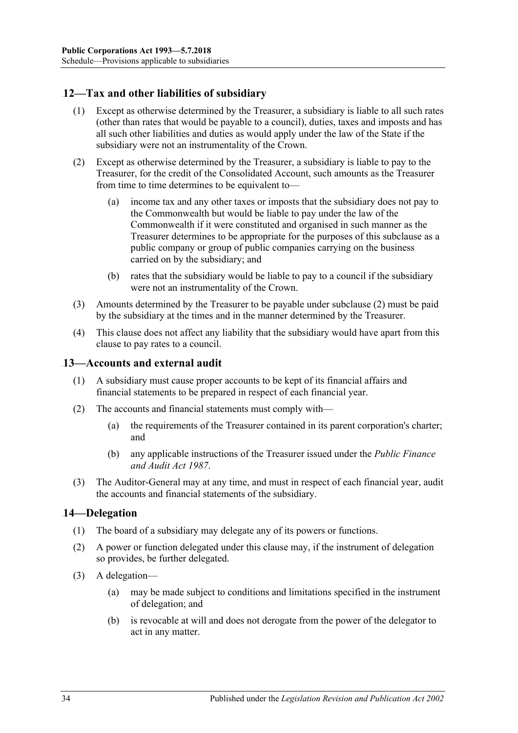## 12—Tax and other liabilities of subsidiary

(1) Except as otherwise determined by the Treasurer, a subsidiary is liable to all such rates (other than rates that would be payable to a council), duties, taxes and imposts and has all such other liabilities and duties as would apply under the law of the State if the subsidiary were not an instrumentality of the Crown.

(2) Except as otherwise determined by the Treasurer, a subsidiary is liable to pay to the Treasurer, for the credit of the Consolidated Account, such amounts as the Treasurer from time to time determines to be equivalent to—

- (a) income tax and any other taxes or imposts that the subsidiary does not pay to the Commonwealth but would be liable to pay under the law of the Commonwealth if it were constituted and organised in such manner as the Treasurer determines to be appropriate for the purposes of this subclause as a public company or group of public companies carrying on the business carried on by the subsidiary; and
- (b) rates that the subsidiary would be liable to pay to a council if the subsidiary were not an instrumentality of the Crown.

(3) Amounts determined by the Treasurer to be payable under subclause (2) must be paid by the subsidiary at the times and in the manner determined by the Treasurer.

(4) This clause does not affect any liability that the subsidiary would have apart from this clause to pay rates to a council.

## 13—Accounts and external audit

(1) A subsidiary must cause proper accounts to be kept of its financial affairs and financial statements to be prepared in respect of each financial year.

(2) The accounts and financial statements must comply with—

- (a) the requirements of the Treasurer contained in its parent corporation's charter; and
- (b) any applicable instructions of the Treasurer issued under the *Public Finance and Audit Act 1987*.

(3) The Auditor-General may at any time, and must in respect of each financial year, audit the accounts and financial statements of the subsidiary.

## 14—Delegation

(1) The board of a subsidiary may delegate any of its powers or functions.

(2) A power or function delegated under this clause may, if the instrument of delegation so provides, be further delegated.

(3) A delegation—

- (a) may be made subject to conditions and limitations specified in the instrument of delegation; and
- (b) is revocable at will and does not derogate from the power of the delegator to act in any matter.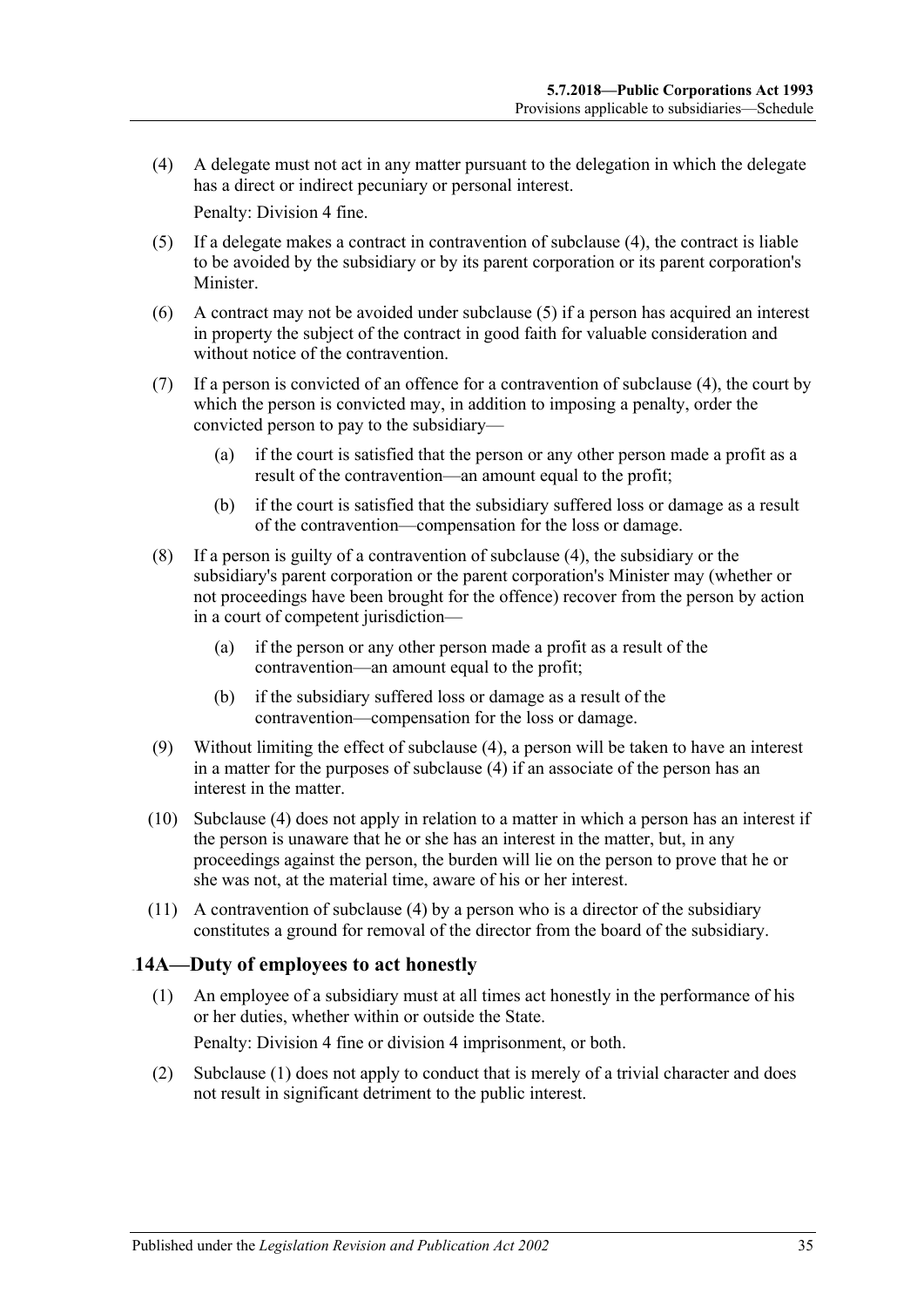(4) A delegate must not act in any matter pursuant to the delegation in which the delegate has a direct or indirect pecuniary or personal interest.

Penalty: Division 4 fine.

(5) If a delegate makes a contract in contravention of subclause (4), the contract is liable to be avoided by the subsidiary or by its parent corporation or its parent corporation's Minister.

(6) A contract may not be avoided under subclause (5) if a person has acquired an interest in property the subject of the contract in good faith for valuable consideration and without notice of the contravention.

(7) If a person is convicted of an offence for a contravention of subclause (4), the court by which the person is convicted may, in addition to imposing a penalty, order the convicted person to pay to the subsidiary—

(a) if the court is satisfied that the person or any other person made a profit as a result of the contravention—an amount equal to the profit;

(b) if the court is satisfied that the subsidiary suffered loss or damage as a result of the contravention—compensation for the loss or damage.

(8) If a person is guilty of a contravention of subclause (4), the subsidiary or the subsidiary's parent corporation or the parent corporation's Minister may (whether or not proceedings have been brought for the offence) recover from the person by action in a court of competent jurisdiction—

(a) if the person or any other person made a profit as a result of the contravention—an amount equal to the profit;

(b) if the subsidiary suffered loss or damage as a result of the contravention—compensation for the loss or damage.

(9) Without limiting the effect of subclause (4), a person will be taken to have an interest in a matter for the purposes of subclause (4) if an associate of the person has an interest in the matter.

(10) Subclause (4) does not apply in relation to a matter in which a person has an interest if the person is unaware that he or she has an interest in the matter, but, in any proceedings against the person, the burden will lie on the person to prove that he or she was not, at the material time, aware of his or her interest.

(11) A contravention of subclause (4) by a person who is a director of the subsidiary constitutes a ground for removal of the director from the board of the subsidiary.

## 14A—Duty of employees to act honestly

(1) An employee of a subsidiary must at all times act honestly in the performance of his or her duties, whether within or outside the State.

Penalty: Division 4 fine or division 4 imprisonment, or both.

(2) Subclause (1) does not apply to conduct that is merely of a trivial character and does not result in significant detriment to the public interest.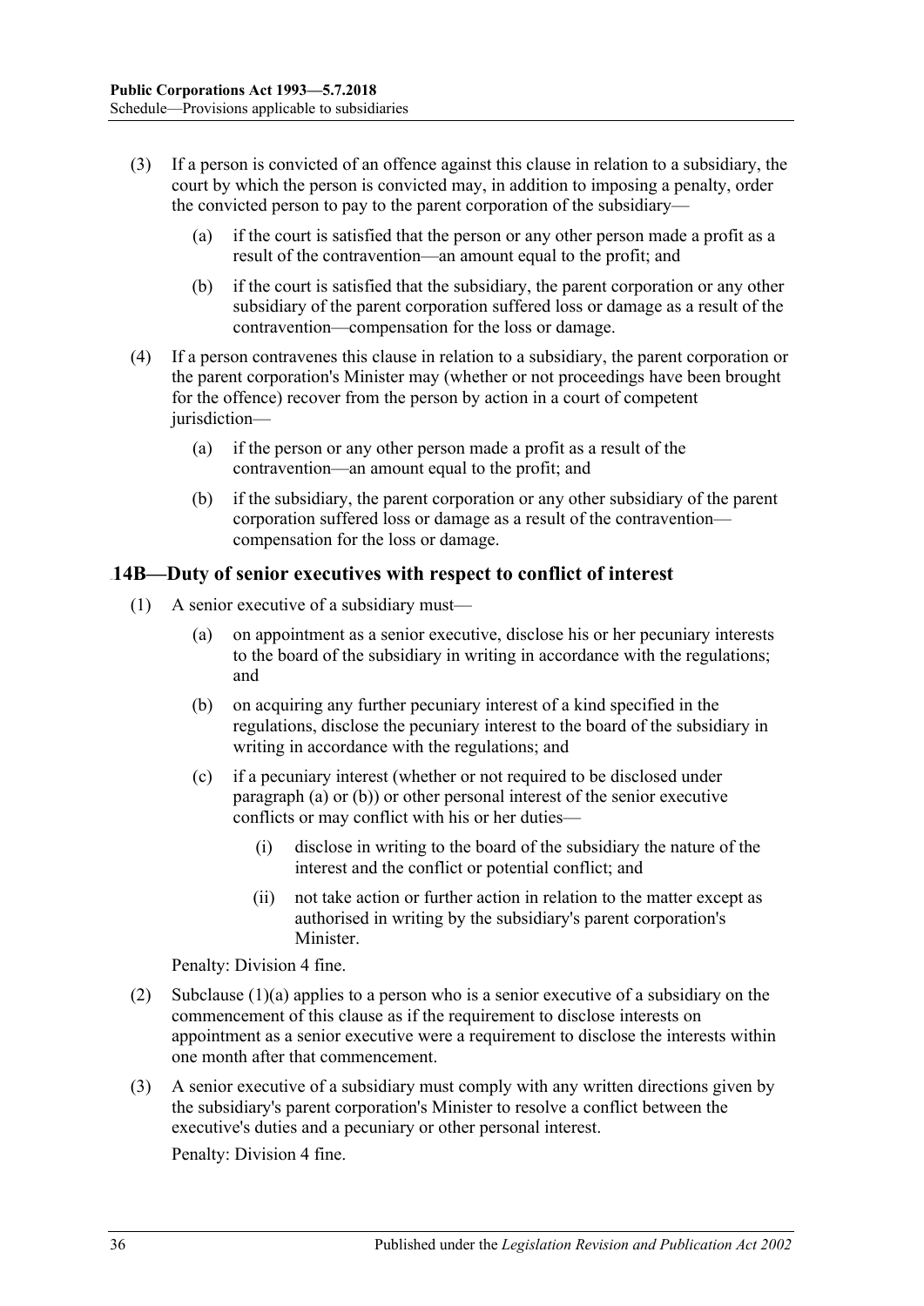(3) If a person is convicted of an offence against this clause in relation to a subsidiary, the court by which the person is convicted may, in addition to imposing a penalty, order the convicted person to pay to the parent corporation of the subsidiary—

(a) if the court is satisfied that the person or any other person made a profit as a result of the contravention—an amount equal to the profit; and

(b) if the court is satisfied that the subsidiary, the parent corporation or any other subsidiary of the parent corporation suffered loss or damage as a result of the contravention—compensation for the loss or damage.

(4) If a person contravenes this clause in relation to a subsidiary, the parent corporation or the parent corporation's Minister may (whether or not proceedings have been brought for the offence) recover from the person by action in a court of competent jurisdiction—

(a) if the person or any other person made a profit as a result of the contravention—an amount equal to the profit; and

(b) if the subsidiary, the parent corporation or any other subsidiary of the parent corporation suffered loss or damage as a result of the contravention—compensation for the loss or damage.

## 14B—Duty of senior executives with respect to conflict of interest

(1) A senior executive of a subsidiary must—

(a) on appointment as a senior executive, disclose his or her pecuniary interests to the board of the subsidiary in writing in accordance with the regulations; and

(b) on acquiring any further pecuniary interest of a kind specified in the regulations, disclose the pecuniary interest to the board of the subsidiary in writing in accordance with the regulations; and

(c) if a pecuniary interest (whether or not required to be disclosed under paragraph (a) or (b)) or other personal interest of the senior executive conflicts or may conflict with his or her duties—

(i) disclose in writing to the board of the subsidiary the nature of the interest and the conflict or potential conflict; and

(ii) not take action or further action in relation to the matter except as authorised in writing by the subsidiary's parent corporation's Minister.

Penalty: Division 4 fine.

(2) Subclause (1)(a) applies to a person who is a senior executive of a subsidiary on the commencement of this clause as if the requirement to disclose interests on appointment as a senior executive were a requirement to disclose the interests within one month after that commencement.

(3) A senior executive of a subsidiary must comply with any written directions given by the subsidiary's parent corporation's Minister to resolve a conflict between the executive's duties and a pecuniary or other personal interest.

Penalty: Division 4 fine.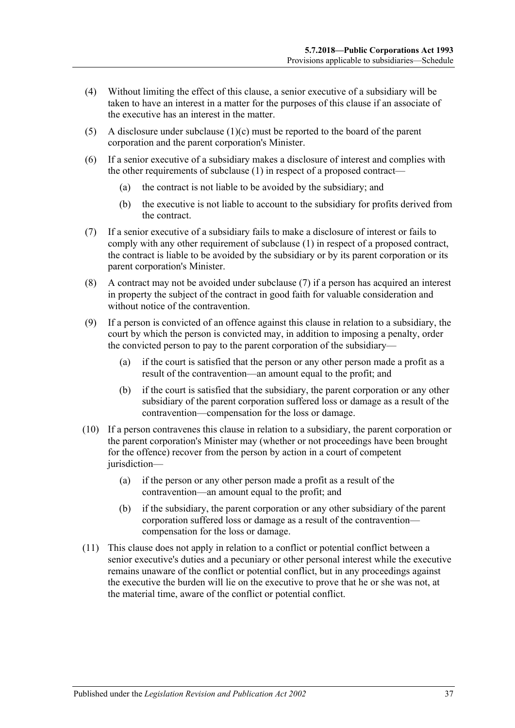(4) Without limiting the effect of this clause, a senior executive of a subsidiary will be taken to have an interest in a matter for the purposes of this clause if an associate of the executive has an interest in the matter.

(5) A disclosure under subclause (1)(c) must be reported to the board of the parent corporation and the parent corporation's Minister.

(6) If a senior executive of a subsidiary makes a disclosure of interest and complies with the other requirements of subclause (1) in respect of a proposed contract—

- (a) the contract is not liable to be avoided by the subsidiary; and
- (b) the executive is not liable to account to the subsidiary for profits derived from the contract.

(7) If a senior executive of a subsidiary fails to make a disclosure of interest or fails to comply with any other requirement of subclause (1) in respect of a proposed contract, the contract is liable to be avoided by the subsidiary or by its parent corporation or its parent corporation's Minister.

(8) A contract may not be avoided under subclause (7) if a person has acquired an interest in property the subject of the contract in good faith for valuable consideration and without notice of the contravention.

(9) If a person is convicted of an offence against this clause in relation to a subsidiary, the court by which the person is convicted may, in addition to imposing a penalty, order the convicted person to pay to the parent corporation of the subsidiary—

- (a) if the court is satisfied that the person or any other person made a profit as a result of the contravention—an amount equal to the profit; and
- (b) if the court is satisfied that the subsidiary, the parent corporation or any other subsidiary of the parent corporation suffered loss or damage as a result of the contravention—compensation for the loss or damage.

(10) If a person contravenes this clause in relation to a subsidiary, the parent corporation or the parent corporation's Minister may (whether or not proceedings have been brought for the offence) recover from the person by action in a court of competent jurisdiction—

- (a) if the person or any other person made a profit as a result of the contravention—an amount equal to the profit; and
- (b) if the subsidiary, the parent corporation or any other subsidiary of the parent corporation suffered loss or damage as a result of the contravention—compensation for the loss or damage.

(11) This clause does not apply in relation to a conflict or potential conflict between a senior executive's duties and a pecuniary or other personal interest while the executive remains unaware of the conflict or potential conflict, but in any proceedings against the executive the burden will lie on the executive to prove that he or she was not, at the material time, aware of the conflict or potential conflict.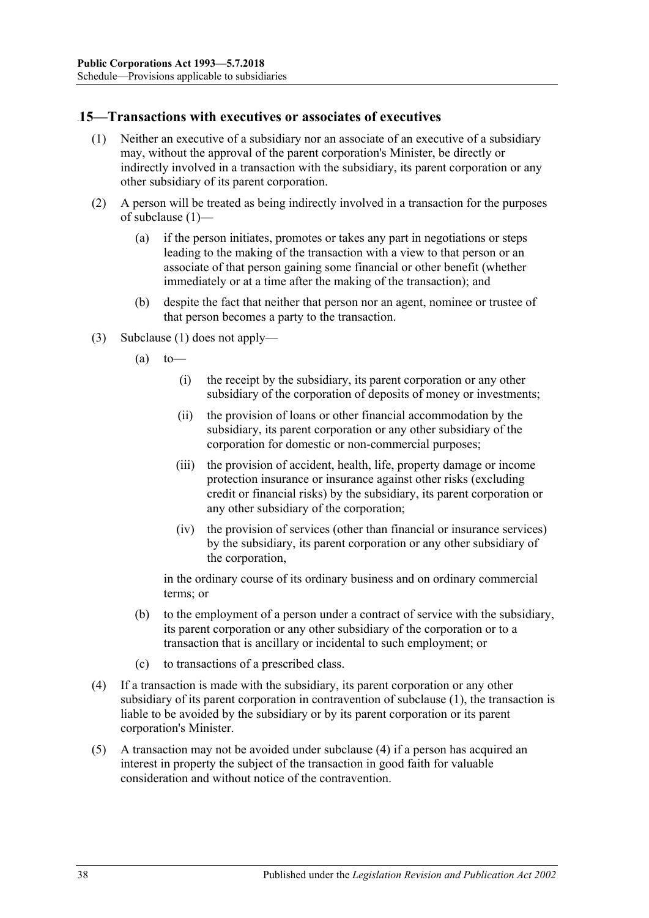## 15—Transactions with executives or associates of executives

(1) Neither an executive of a subsidiary nor an associate of an executive of a subsidiary may, without the approval of the parent corporation's Minister, be directly or indirectly involved in a transaction with the subsidiary, its parent corporation or any other subsidiary of its parent corporation.

(2) A person will be treated as being indirectly involved in a transaction for the purposes of subclause (1)—

(a) if the person initiates, promotes or takes any part in negotiations or steps leading to the making of the transaction with a view to that person or an associate of that person gaining some financial or other benefit (whether immediately or at a time after the making of the transaction); and

(b) despite the fact that neither that person nor an agent, nominee or trustee of that person becomes a party to the transaction.

(3) Subclause (1) does not apply—

(a) to—

(i) the receipt by the subsidiary, its parent corporation or any other subsidiary of the corporation of deposits of money or investments;

(ii) the provision of loans or other financial accommodation by the subsidiary, its parent corporation or any other subsidiary of the corporation for domestic or non-commercial purposes;

(iii) the provision of accident, health, life, property damage or income protection insurance or insurance against other risks (excluding credit or financial risks) by the subsidiary, its parent corporation or any other subsidiary of the corporation;

(iv) the provision of services (other than financial or insurance services) by the subsidiary, its parent corporation or any other subsidiary of the corporation,

in the ordinary course of its ordinary business and on ordinary commercial terms; or

(b) to the employment of a person under a contract of service with the subsidiary, its parent corporation or any other subsidiary of the corporation or to a transaction that is ancillary or incidental to such employment; or

(c) to transactions of a prescribed class.

(4) If a transaction is made with the subsidiary, its parent corporation or any other subsidiary of its parent corporation in contravention of subclause (1), the transaction is liable to be avoided by the subsidiary or by its parent corporation or its parent corporation's Minister.

(5) A transaction may not be avoided under subclause (4) if a person has acquired an interest in property the subject of the transaction in good faith for valuable consideration and without notice of the contravention.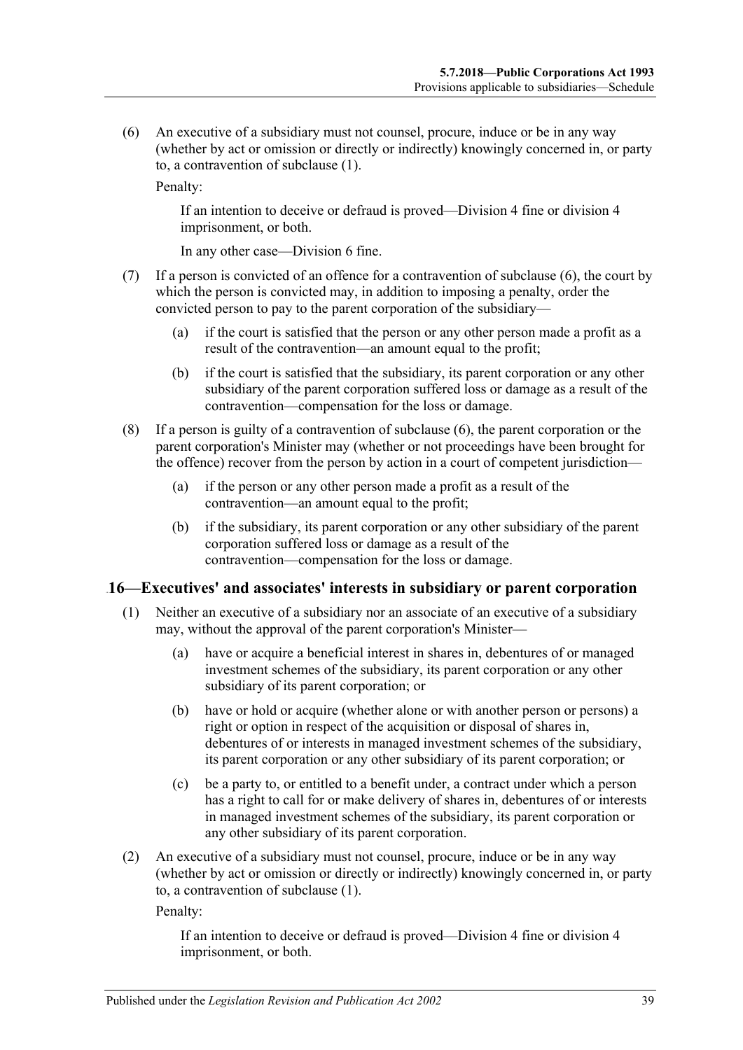(6) An executive of a subsidiary must not counsel, procure, induce or be in any way (whether by act or omission or directly or indirectly) knowingly concerned in, or party to, a contravention of subclause (1).

Penalty:

If an intention to deceive or defraud is proved—Division 4 fine or division 4 imprisonment, or both.

In any other case—Division 6 fine.

(7) If a person is convicted of an offence for a contravention of subclause (6), the court by which the person is convicted may, in addition to imposing a penalty, order the convicted person to pay to the parent corporation of the subsidiary—

(a) if the court is satisfied that the person or any other person made a profit as a result of the contravention—an amount equal to the profit;

(b) if the court is satisfied that the subsidiary, its parent corporation or any other subsidiary of the parent corporation suffered loss or damage as a result of the contravention—compensation for the loss or damage.

(8) If a person is guilty of a contravention of subclause (6), the parent corporation or the parent corporation's Minister may (whether or not proceedings have been brought for the offence) recover from the person by action in a court of competent jurisdiction—

(a) if the person or any other person made a profit as a result of the contravention—an amount equal to the profit;

(b) if the subsidiary, its parent corporation or any other subsidiary of the parent corporation suffered loss or damage as a result of the contravention—compensation for the loss or damage.

## 16—Executives' and associates' interests in subsidiary or parent corporation

(1) Neither an executive of a subsidiary nor an associate of an executive of a subsidiary may, without the approval of the parent corporation's Minister—

(a) have or acquire a beneficial interest in shares in, debentures of or managed investment schemes of the subsidiary, its parent corporation or any other subsidiary of its parent corporation; or

(b) have or hold or acquire (whether alone or with another person or persons) a right or option in respect of the acquisition or disposal of shares in, debentures of or interests in managed investment schemes of the subsidiary, its parent corporation or any other subsidiary of its parent corporation; or

(c) be a party to, or entitled to a benefit under, a contract under which a person has a right to call for or make delivery of shares in, debentures of or interests in managed investment schemes of the subsidiary, its parent corporation or any other subsidiary of its parent corporation.

(2) An executive of a subsidiary must not counsel, procure, induce or be in any way (whether by act or omission or directly or indirectly) knowingly concerned in, or party to, a contravention of subclause (1).

Penalty:

If an intention to deceive or defraud is proved—Division 4 fine or division 4 imprisonment, or both.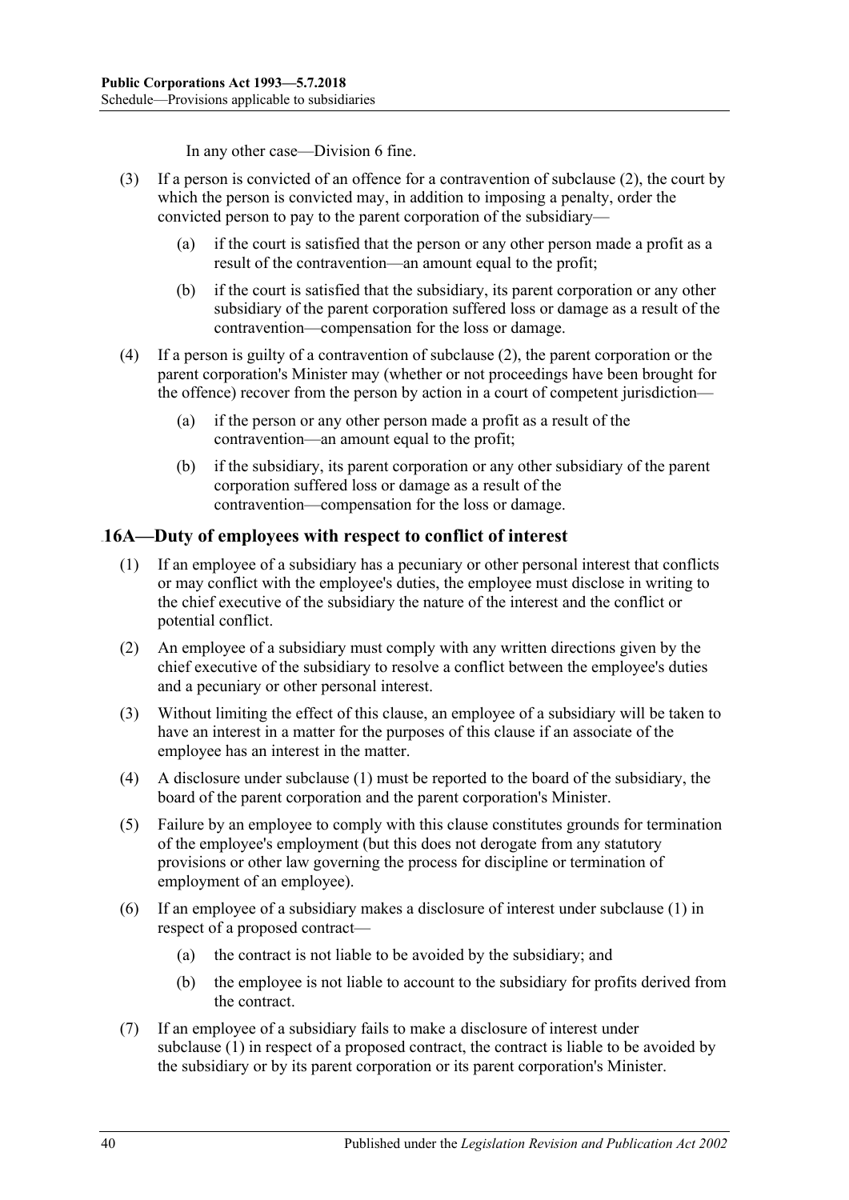In any other case—Division 6 fine.

(3) If a person is convicted of an offence for a contravention of subclause (2), the court by which the person is convicted may, in addition to imposing a penalty, order the convicted person to pay to the parent corporation of the subsidiary—

(a) if the court is satisfied that the person or any other person made a profit as a result of the contravention—an amount equal to the profit;

(b) if the court is satisfied that the subsidiary, its parent corporation or any other subsidiary of the parent corporation suffered loss or damage as a result of the contravention—compensation for the loss or damage.

(4) If a person is guilty of a contravention of subclause (2), the parent corporation or the parent corporation's Minister may (whether or not proceedings have been brought for the offence) recover from the person by action in a court of competent jurisdiction—

(a) if the person or any other person made a profit as a result of the contravention—an amount equal to the profit;

(b) if the subsidiary, its parent corporation or any other subsidiary of the parent corporation suffered loss or damage as a result of the contravention—compensation for the loss or damage.

## 16A—Duty of employees with respect to conflict of interest

(1) If an employee of a subsidiary has a pecuniary or other personal interest that conflicts or may conflict with the employee's duties, the employee must disclose in writing to the chief executive of the subsidiary the nature of the interest and the conflict or potential conflict.

(2) An employee of a subsidiary must comply with any written directions given by the chief executive of the subsidiary to resolve a conflict between the employee's duties and a pecuniary or other personal interest.

(3) Without limiting the effect of this clause, an employee of a subsidiary will be taken to have an interest in a matter for the purposes of this clause if an associate of the employee has an interest in the matter.

(4) A disclosure under subclause (1) must be reported to the board of the subsidiary, the board of the parent corporation and the parent corporation's Minister.

(5) Failure by an employee to comply with this clause constitutes grounds for termination of the employee's employment (but this does not derogate from any statutory provisions or other law governing the process for discipline or termination of employment of an employee).

(6) If an employee of a subsidiary makes a disclosure of interest under subclause (1) in respect of a proposed contract—

(a) the contract is not liable to be avoided by the subsidiary; and

(b) the employee is not liable to account to the subsidiary for profits derived from the contract.

(7) If an employee of a subsidiary fails to make a disclosure of interest under subclause (1) in respect of a proposed contract, the contract is liable to be avoided by the subsidiary or by its parent corporation or its parent corporation's Minister.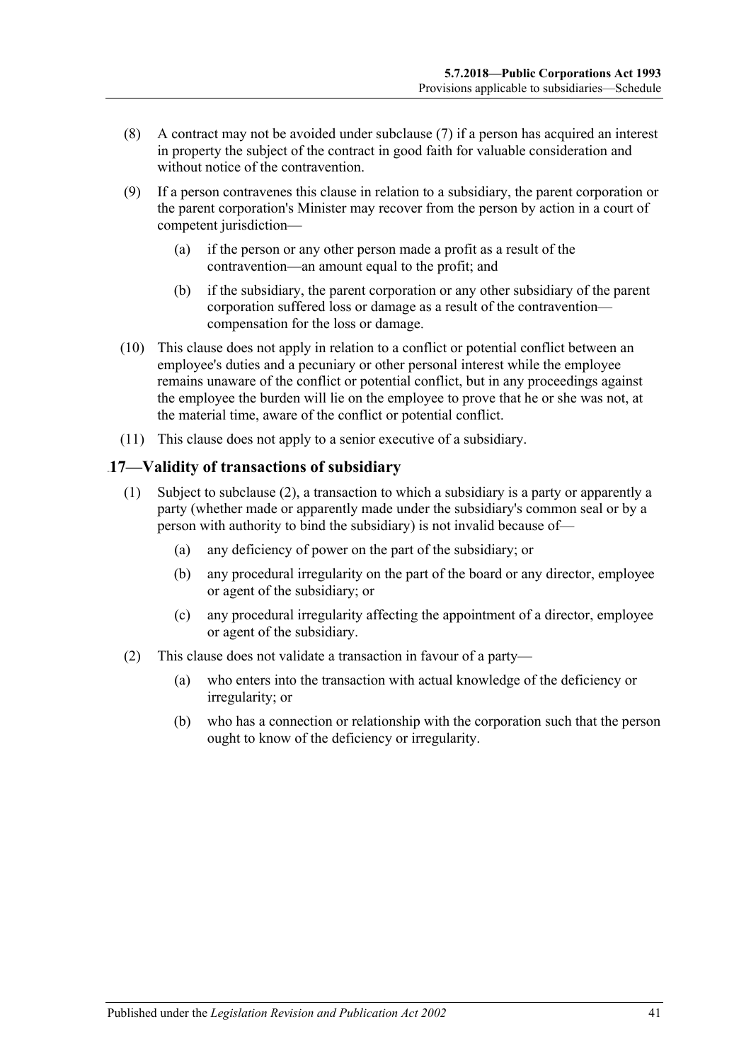(8) A contract may not be avoided under subclause (7) if a person has acquired an interest in property the subject of the contract in good faith for valuable consideration and without notice of the contravention.

(9) If a person contravenes this clause in relation to a subsidiary, the parent corporation or the parent corporation's Minister may recover from the person by action in a court of competent jurisdiction—

(a) if the person or any other person made a profit as a result of the contravention—an amount equal to the profit; and

(b) if the subsidiary, the parent corporation or any other subsidiary of the parent corporation suffered loss or damage as a result of the contravention—compensation for the loss or damage.

(10) This clause does not apply in relation to a conflict or potential conflict between an employee's duties and a pecuniary or other personal interest while the employee remains unaware of the conflict or potential conflict, but in any proceedings against the employee the burden will lie on the employee to prove that he or she was not, at the material time, aware of the conflict or potential conflict.

(11) This clause does not apply to a senior executive of a subsidiary.

## 17—Validity of transactions of subsidiary

(1) Subject to subclause (2), a transaction to which a subsidiary is a party or apparently a party (whether made or apparently made under the subsidiary's common seal or by a person with authority to bind the subsidiary) is not invalid because of—

(a) any deficiency of power on the part of the subsidiary; or

(b) any procedural irregularity on the part of the board or any director, employee or agent of the subsidiary; or

(c) any procedural irregularity affecting the appointment of a director, employee or agent of the subsidiary.

(2) This clause does not validate a transaction in favour of a party—

(a) who enters into the transaction with actual knowledge of the deficiency or irregularity; or

(b) who has a connection or relationship with the corporation such that the person ought to know of the deficiency or irregularity.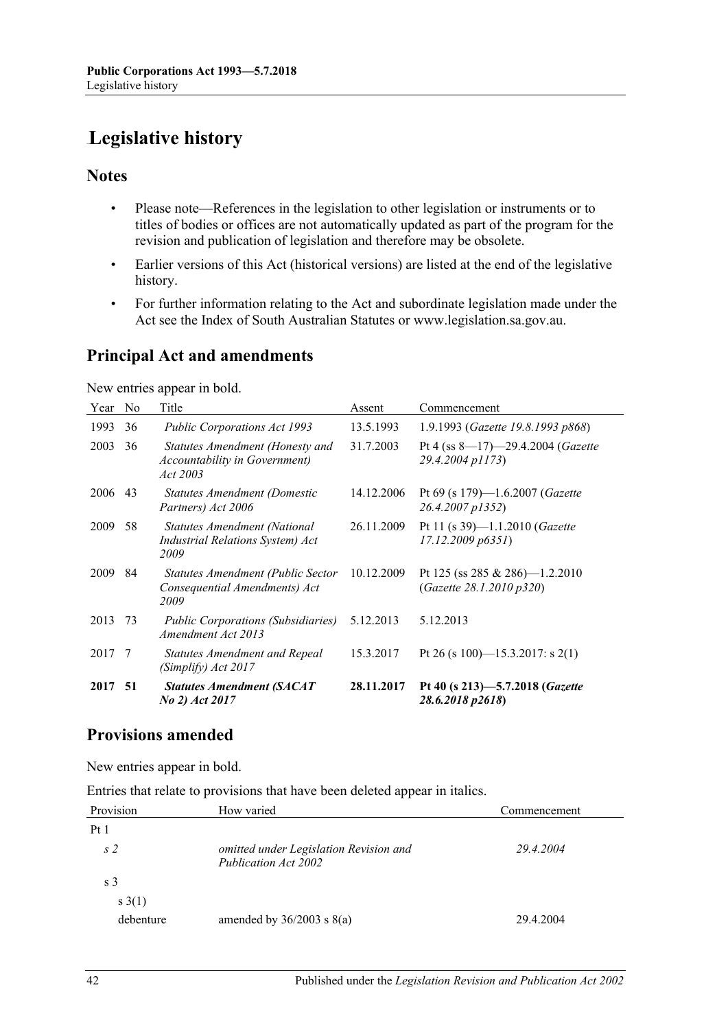# Legislative history

## Notes

- Please note—References in the legislation to other legislation or instruments or to titles of bodies or offices are not automatically updated as part of the program for the revision and publication of legislation and therefore may be obsolete.
- Earlier versions of this Act (historical versions) are listed at the end of the legislative history.
- For further information relating to the Act and subordinate legislation made under the Act see the Index of South Australian Statutes or www.legislation.sa.gov.au.

## Principal Act and amendments

New entries appear in bold.

| Year | No | Title | Assent | Commencement |
|---|---|---|---|---|
| 1993 | 36 | *Public Corporations Act 1993* | 13.5.1993 | 1.9.1993 (*Gazette 19.8.1993 p868*) |
| 2003 | 36 | *Statutes Amendment (Honesty and Accountability in Government) Act 2003* | 31.7.2003 | Pt 4 (ss 8—17)—29.4.2004 (*Gazette 29.4.2004 p1173*) |
| 2006 | 43 | *Statutes Amendment (Domestic Partners) Act 2006* | 14.12.2006 | Pt 69 (s 179)—1.6.2007 (*Gazette 26.4.2007 p1352*) |
| 2009 | 58 | *Statutes Amendment (National Industrial Relations System) Act 2009* | 26.11.2009 | Pt 11 (s 39)—1.1.2010 (*Gazette 17.12.2009 p6351*) |
| 2009 | 84 | *Statutes Amendment (Public Sector Consequential Amendments) Act 2009* | 10.12.2009 | Pt 125 (ss 285 & 286)—1.2.2010 (*Gazette 28.1.2010 p320*) |
| 2013 | 73 | *Public Corporations (Subsidiaries) Amendment Act 2013* | 5.12.2013 | 5.12.2013 |
| 2017 | 7 | *Statutes Amendment and Repeal (Simplify) Act 2017* | 15.3.2017 | Pt 26 (s 100)—15.3.2017: s 2(1) |
| **2017** | **51** | ***Statutes Amendment (SACAT No 2) Act 2017*** | **28.11.2017** | **Pt 40 (s 213)—5.7.2018 (*Gazette 28.6.2018 p2618*)** |

## Provisions amended

New entries appear in bold.

Entries that relate to provisions that have been deleted appear in italics.

| Provision | How varied | Commencement |
|---|---|---|
| Pt 1 | | |
| *s 2* | *omitted under Legislation Revision and Publication Act 2002* | *29.4.2004* |
| s 3 | | |
| s 3(1) | | |
| debenture | amended by 36/2003 s 8(a) | 29.4.2004 |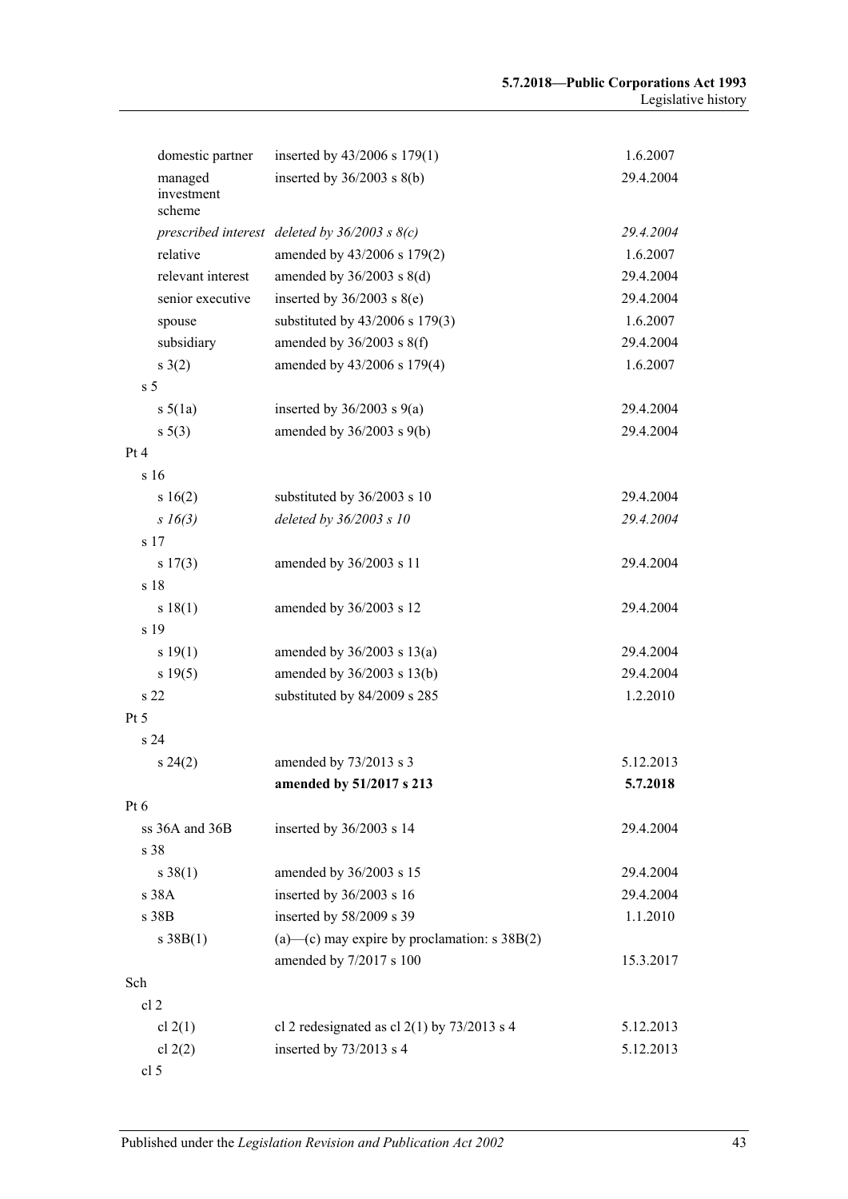| | | |
|---|---|---|
| domestic partner | inserted by 43/2006 s 179(1) | 1.6.2007 |
| managed investment scheme | inserted by 36/2003 s 8(b) | 29.4.2004 |
| *prescribed interest* | *deleted by 36/2003 s 8(c)* | *29.4.2004* |
| relative | amended by 43/2006 s 179(2) | 1.6.2007 |
| relevant interest | amended by 36/2003 s 8(d) | 29.4.2004 |
| senior executive | inserted by 36/2003 s 8(e) | 29.4.2004 |
| spouse | substituted by 43/2006 s 179(3) | 1.6.2007 |
| subsidiary | amended by 36/2003 s 8(f) | 29.4.2004 |
| s 3(2) | amended by 43/2006 s 179(4) | 1.6.2007 |
| s 5 | | |
| s 5(1a) | inserted by 36/2003 s 9(a) | 29.4.2004 |
| s 5(3) | amended by 36/2003 s 9(b) | 29.4.2004 |
| Pt 4 | | |
| s 16 | | |
| s 16(2) | substituted by 36/2003 s 10 | 29.4.2004 |
| *s 16(3)* | *deleted by 36/2003 s 10* | *29.4.2004* |
| s 17 | | |
| s 17(3) | amended by 36/2003 s 11 | 29.4.2004 |
| s 18 | | |
| s 18(1) | amended by 36/2003 s 12 | 29.4.2004 |
| s 19 | | |
| s 19(1) | amended by 36/2003 s 13(a) | 29.4.2004 |
| s 19(5) | amended by 36/2003 s 13(b) | 29.4.2004 |
| s 22 | substituted by 84/2009 s 285 | 1.2.2010 |
| Pt 5 | | |
| s 24 | | |
| s 24(2) | amended by 73/2013 s 3 | 5.12.2013 |
| | **amended by 51/2017 s 213** | **5.7.2018** |
| Pt 6 | | |
| ss 36A and 36B | inserted by 36/2003 s 14 | 29.4.2004 |
| s 38 | | |
| s 38(1) | amended by 36/2003 s 15 | 29.4.2004 |
| s 38A | inserted by 36/2003 s 16 | 29.4.2004 |
| s 38B | inserted by 58/2009 s 39 | 1.1.2010 |
| s 38B(1) | (a)—(c) may expire by proclamation: s 38B(2) | |
| | amended by 7/2017 s 100 | 15.3.2017 |
| Sch | | |
| cl 2 | | |
| cl 2(1) | cl 2 redesignated as cl 2(1) by 73/2013 s 4 | 5.12.2013 |
| cl 2(2) | inserted by 73/2013 s 4 | 5.12.2013 |
| cl 5 | | |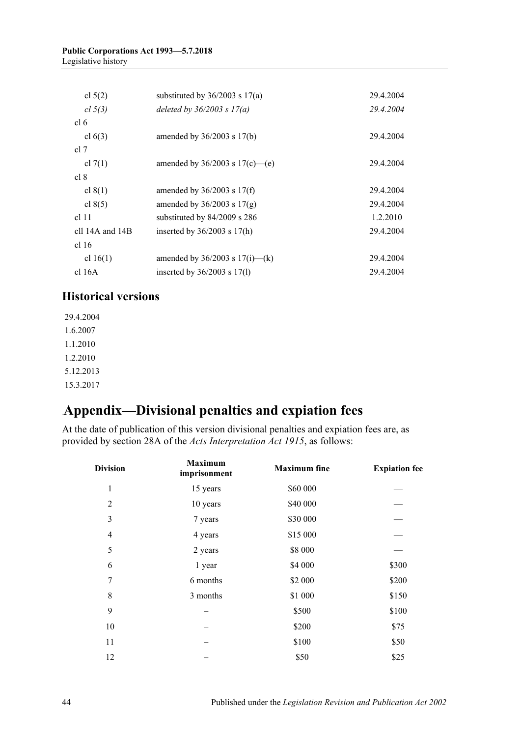| | | |
|---|---|---|
| cl 5(2) | substituted by 36/2003 s 17(a) | 29.4.2004 |
| *cl 5(3)* | *deleted by 36/2003 s 17(a)* | *29.4.2004* |
| cl 6 | | |
| cl 6(3) | amended by 36/2003 s 17(b) | 29.4.2004 |
| cl 7 | | |
| cl 7(1) | amended by 36/2003 s 17(c)—(e) | 29.4.2004 |
| cl 8 | | |
| cl 8(1) | amended by 36/2003 s 17(f) | 29.4.2004 |
| cl 8(5) | amended by 36/2003 s 17(g) | 29.4.2004 |
| cl 11 | substituted by 84/2009 s 286 | 1.2.2010 |
| cll 14A and 14B | inserted by 36/2003 s 17(h) | 29.4.2004 |
| cl 16 | | |
| cl 16(1) | amended by 36/2003 s 17(i)—(k) | 29.4.2004 |
| cl 16A | inserted by 36/2003 s 17(l) | 29.4.2004 |

## Historical versions

29.4.2004
1.6.2007
1.1.2010
1.2.2010
5.12.2013
15.3.2017

# Appendix—Divisional penalties and expiation fees

At the date of publication of this version divisional penalties and expiation fees are, as provided by section 28A of the *Acts Interpretation Act 1915*, as follows:

| Division | Maximum imprisonment | Maximum fine | Expiation fee |
|---|---|---|---|
| 1 | 15 years | $60 000 | — |
| 2 | 10 years | $40 000 | — |
| 3 | 7 years | $30 000 | — |
| 4 | 4 years | $15 000 | — |
| 5 | 2 years | $8 000 | — |
| 6 | 1 year | $4 000 | $300 |
| 7 | 6 months | $2 000 | $200 |
| 8 | 3 months | $1 000 | $150 |
| 9 | – | $500 | $100 |
| 10 | – | $200 | $75 |
| 11 | – | $100 | $50 |
| 12 | – | $50 | $25 |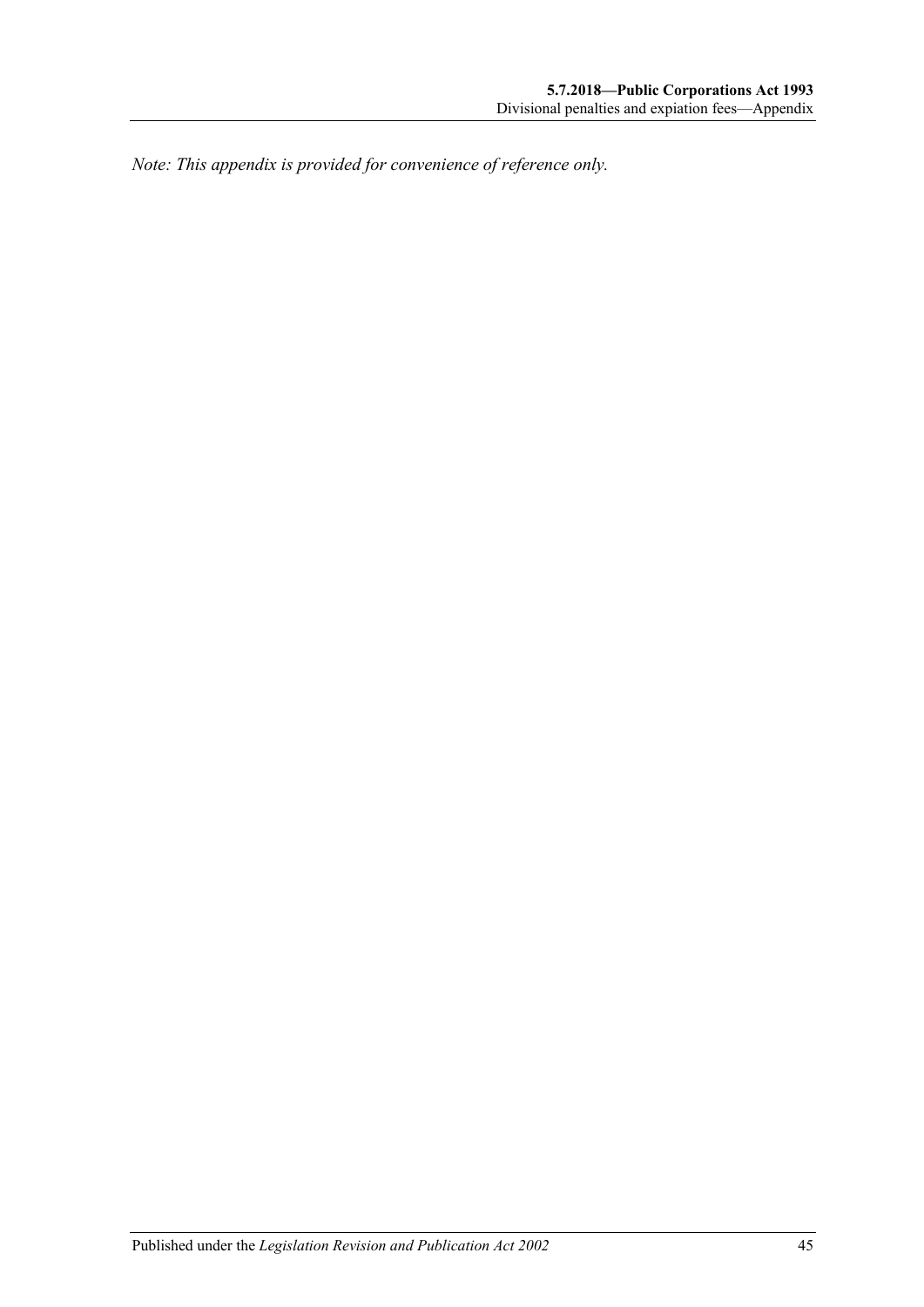*Note: This appendix is provided for convenience of reference only.*